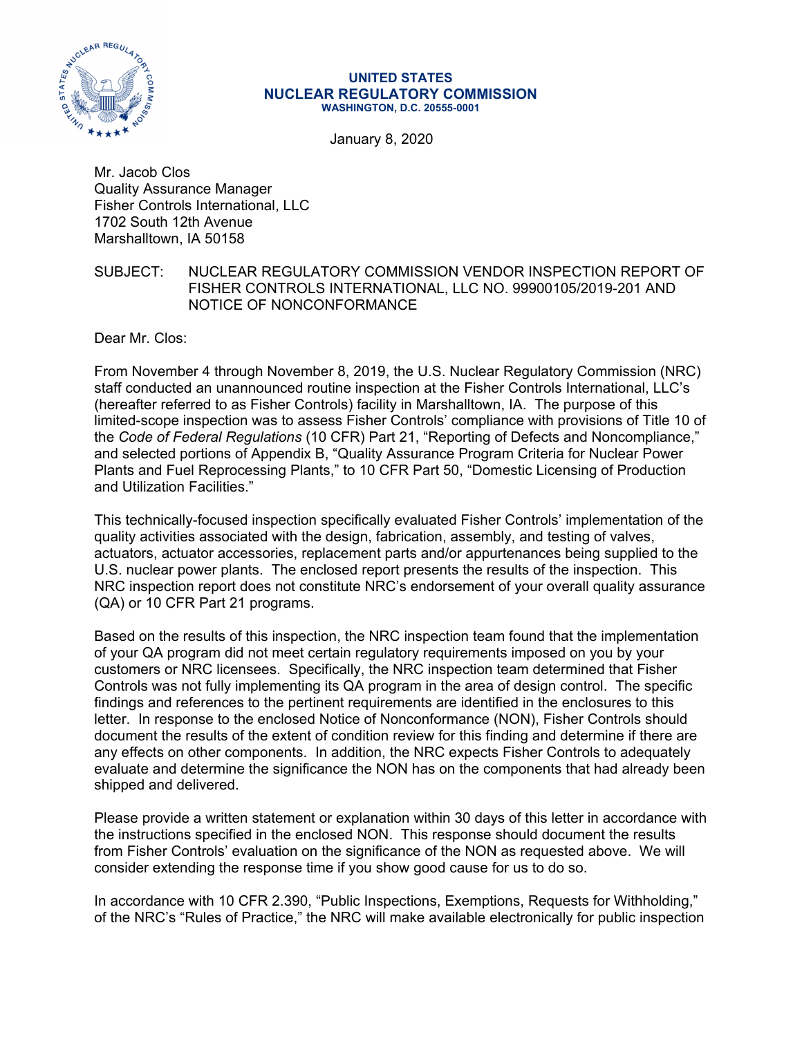**UNITED STATES**
**NUCLEAR REGULATORY COMMISSION**
**WASHINGTON, D.C. 20555-0001**

January 8, 2020

Mr. Jacob Clos
Quality Assurance Manager
Fisher Controls International, LLC
1702 South 12th Avenue
Marshalltown, IA 50158

SUBJECT: NUCLEAR REGULATORY COMMISSION VENDOR INSPECTION REPORT OF FISHER CONTROLS INTERNATIONAL, LLC NO. 99900105/2019-201 AND NOTICE OF NONCONFORMANCE

Dear Mr. Clos:

From November 4 through November 8, 2019, the U.S. Nuclear Regulatory Commission (NRC) staff conducted an unannounced routine inspection at the Fisher Controls International, LLC's (hereafter referred to as Fisher Controls) facility in Marshalltown, IA. The purpose of this limited-scope inspection was to assess Fisher Controls' compliance with provisions of Title 10 of the *Code of Federal Regulations* (10 CFR) Part 21, "Reporting of Defects and Noncompliance," and selected portions of Appendix B, "Quality Assurance Program Criteria for Nuclear Power Plants and Fuel Reprocessing Plants," to 10 CFR Part 50, "Domestic Licensing of Production and Utilization Facilities."

This technically-focused inspection specifically evaluated Fisher Controls' implementation of the quality activities associated with the design, fabrication, assembly, and testing of valves, actuators, actuator accessories, replacement parts and/or appurtenances being supplied to the U.S. nuclear power plants. The enclosed report presents the results of the inspection. This NRC inspection report does not constitute NRC's endorsement of your overall quality assurance (QA) or 10 CFR Part 21 programs.

Based on the results of this inspection, the NRC inspection team found that the implementation of your QA program did not meet certain regulatory requirements imposed on you by your customers or NRC licensees. Specifically, the NRC inspection team determined that Fisher Controls was not fully implementing its QA program in the area of design control. The specific findings and references to the pertinent requirements are identified in the enclosures to this letter. In response to the enclosed Notice of Nonconformance (NON), Fisher Controls should document the results of the extent of condition review for this finding and determine if there are any effects on other components. In addition, the NRC expects Fisher Controls to adequately evaluate and determine the significance the NON has on the components that had already been shipped and delivered.

Please provide a written statement or explanation within 30 days of this letter in accordance with the instructions specified in the enclosed NON. This response should document the results from Fisher Controls' evaluation on the significance of the NON as requested above. We will consider extending the response time if you show good cause for us to do so.

In accordance with 10 CFR 2.390, "Public Inspections, Exemptions, Requests for Withholding," of the NRC's "Rules of Practice," the NRC will make available electronically for public inspection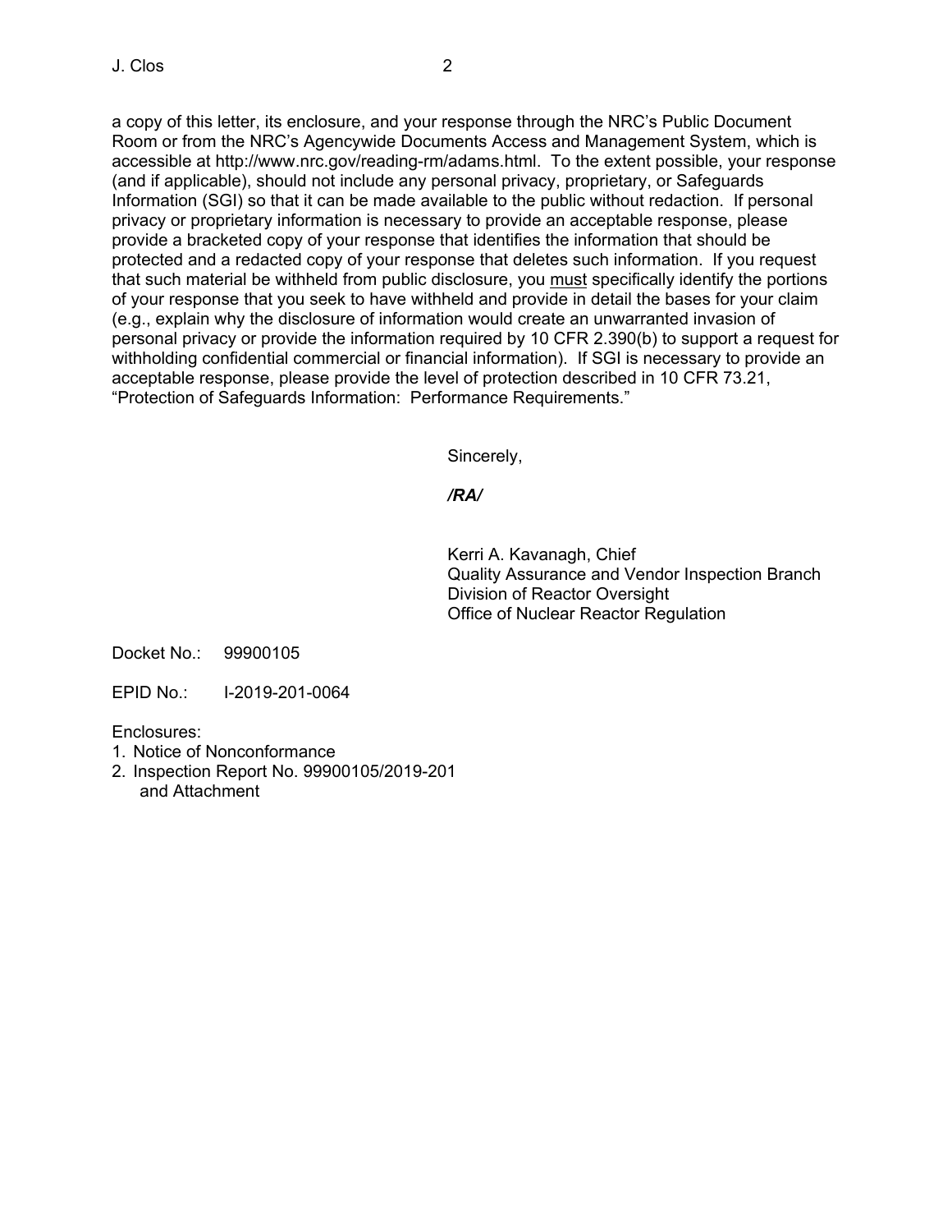a copy of this letter, its enclosure, and your response through the NRC's Public Document Room or from the NRC's Agencywide Documents Access and Management System, which is accessible at http://www.nrc.gov/reading-rm/adams.html. To the extent possible, your response (and if applicable), should not include any personal privacy, proprietary, or Safeguards Information (SGI) so that it can be made available to the public without redaction. If personal privacy or proprietary information is necessary to provide an acceptable response, please provide a bracketed copy of your response that identifies the information that should be protected and a redacted copy of your response that deletes such information. If you request that such material be withheld from public disclosure, you must specifically identify the portions of your response that you seek to have withheld and provide in detail the bases for your claim (e.g., explain why the disclosure of information would create an unwarranted invasion of personal privacy or provide the information required by 10 CFR 2.390(b) to support a request for withholding confidential commercial or financial information). If SGI is necessary to provide an acceptable response, please provide the level of protection described in 10 CFR 73.21, "Protection of Safeguards Information: Performance Requirements."

Sincerely,

***/RA/***

Kerri A. Kavanagh, Chief
Quality Assurance and Vendor Inspection Branch
Division of Reactor Oversight
Office of Nuclear Reactor Regulation

Docket No.: 99900105

EPID No.: I-2019-201-0064

Enclosures:
1. Notice of Nonconformance
2. Inspection Report No. 99900105/2019-201 and Attachment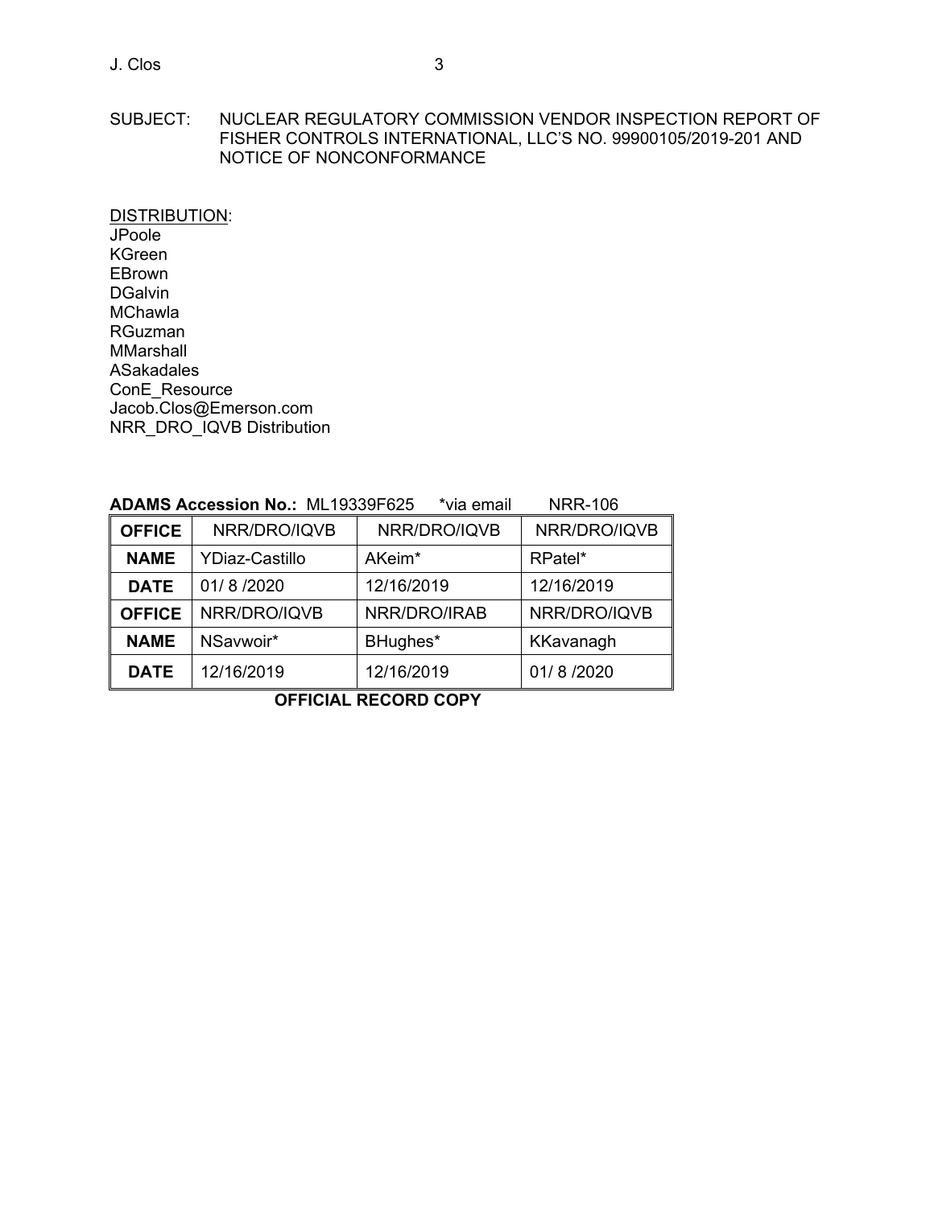SUBJECT: NUCLEAR REGULATORY COMMISSION VENDOR INSPECTION REPORT OF FISHER CONTROLS INTERNATIONAL, LLC'S NO. 99900105/2019-201 AND NOTICE OF NONCONFORMANCE

DISTRIBUTION:
JPoole
KGreen
EBrown
DGalvin
MChawla
RGuzman
MMarshall
ASakadales
ConE_Resource
Jacob.Clos@Emerson.com
NRR_DRO_IQVB Distribution

**ADAMS Accession No.:** ML19339F625 *via email NRR-106

| **OFFICE** | NRR/DRO/IQVB | NRR/DRO/IQVB | NRR/DRO/IQVB |
|---|---|---|---|
| **NAME** | YDiaz-Castillo | AKeim* | RPatel* |
| **DATE** | 01/ 8 /2020 | 12/16/2019 | 12/16/2019 |
| **OFFICE** | NRR/DRO/IQVB | NRR/DRO/IRAB | NRR/DRO/IQVB |
| **NAME** | NSavwoir* | BHughes* | KKavanagh |
| **DATE** | 12/16/2019 | 12/16/2019 | 01/ 8 /2020 |

**OFFICIAL RECORD COPY**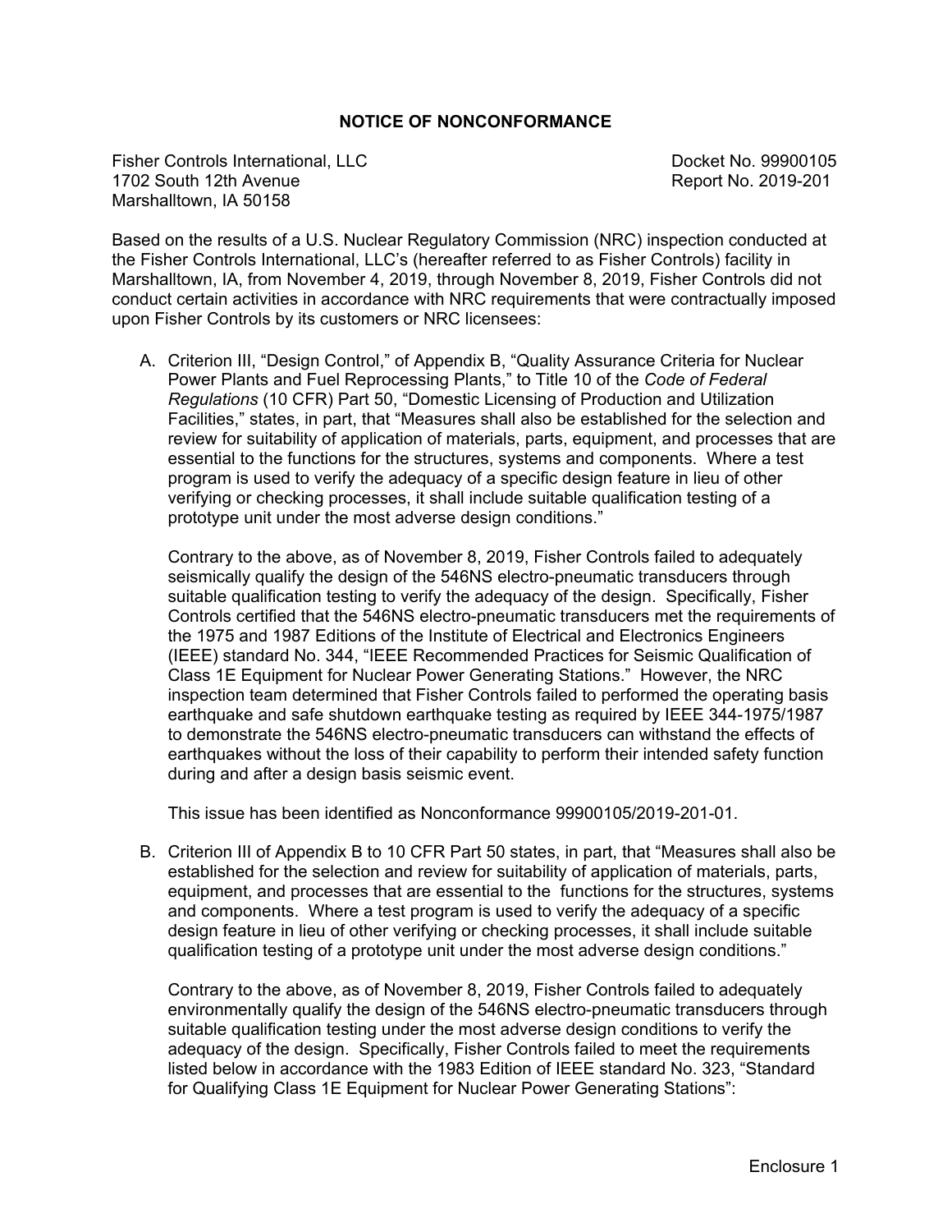## NOTICE OF NONCONFORMANCE

Fisher Controls International, LLC
1702 South 12th Avenue
Marshalltown, IA 50158

Docket No. 99900105
Report No. 2019-201

Based on the results of a U.S. Nuclear Regulatory Commission (NRC) inspection conducted at the Fisher Controls International, LLC's (hereafter referred to as Fisher Controls) facility in Marshalltown, IA, from November 4, 2019, through November 8, 2019, Fisher Controls did not conduct certain activities in accordance with NRC requirements that were contractually imposed upon Fisher Controls by its customers or NRC licensees:

A. Criterion III, "Design Control," of Appendix B, "Quality Assurance Criteria for Nuclear Power Plants and Fuel Reprocessing Plants," to Title 10 of the *Code of Federal Regulations* (10 CFR) Part 50, "Domestic Licensing of Production and Utilization Facilities," states, in part, that "Measures shall also be established for the selection and review for suitability of application of materials, parts, equipment, and processes that are essential to the functions for the structures, systems and components. Where a test program is used to verify the adequacy of a specific design feature in lieu of other verifying or checking processes, it shall include suitable qualification testing of a prototype unit under the most adverse design conditions."

   Contrary to the above, as of November 8, 2019, Fisher Controls failed to adequately seismically qualify the design of the 546NS electro-pneumatic transducers through suitable qualification testing to verify the adequacy of the design. Specifically, Fisher Controls certified that the 546NS electro-pneumatic transducers met the requirements of the 1975 and 1987 Editions of the Institute of Electrical and Electronics Engineers (IEEE) standard No. 344, "IEEE Recommended Practices for Seismic Qualification of Class 1E Equipment for Nuclear Power Generating Stations." However, the NRC inspection team determined that Fisher Controls failed to performed the operating basis earthquake and safe shutdown earthquake testing as required by IEEE 344-1975/1987 to demonstrate the 546NS electro-pneumatic transducers can withstand the effects of earthquakes without the loss of their capability to perform their intended safety function during and after a design basis seismic event.

   This issue has been identified as Nonconformance 99900105/2019-201-01.

B. Criterion III of Appendix B to 10 CFR Part 50 states, in part, that "Measures shall also be established for the selection and review for suitability of application of materials, parts, equipment, and processes that are essential to the functions for the structures, systems and components. Where a test program is used to verify the adequacy of a specific design feature in lieu of other verifying or checking processes, it shall include suitable qualification testing of a prototype unit under the most adverse design conditions."

   Contrary to the above, as of November 8, 2019, Fisher Controls failed to adequately environmentally qualify the design of the 546NS electro-pneumatic transducers through suitable qualification testing under the most adverse design conditions to verify the adequacy of the design. Specifically, Fisher Controls failed to meet the requirements listed below in accordance with the 1983 Edition of IEEE standard No. 323, "Standard for Qualifying Class 1E Equipment for Nuclear Power Generating Stations":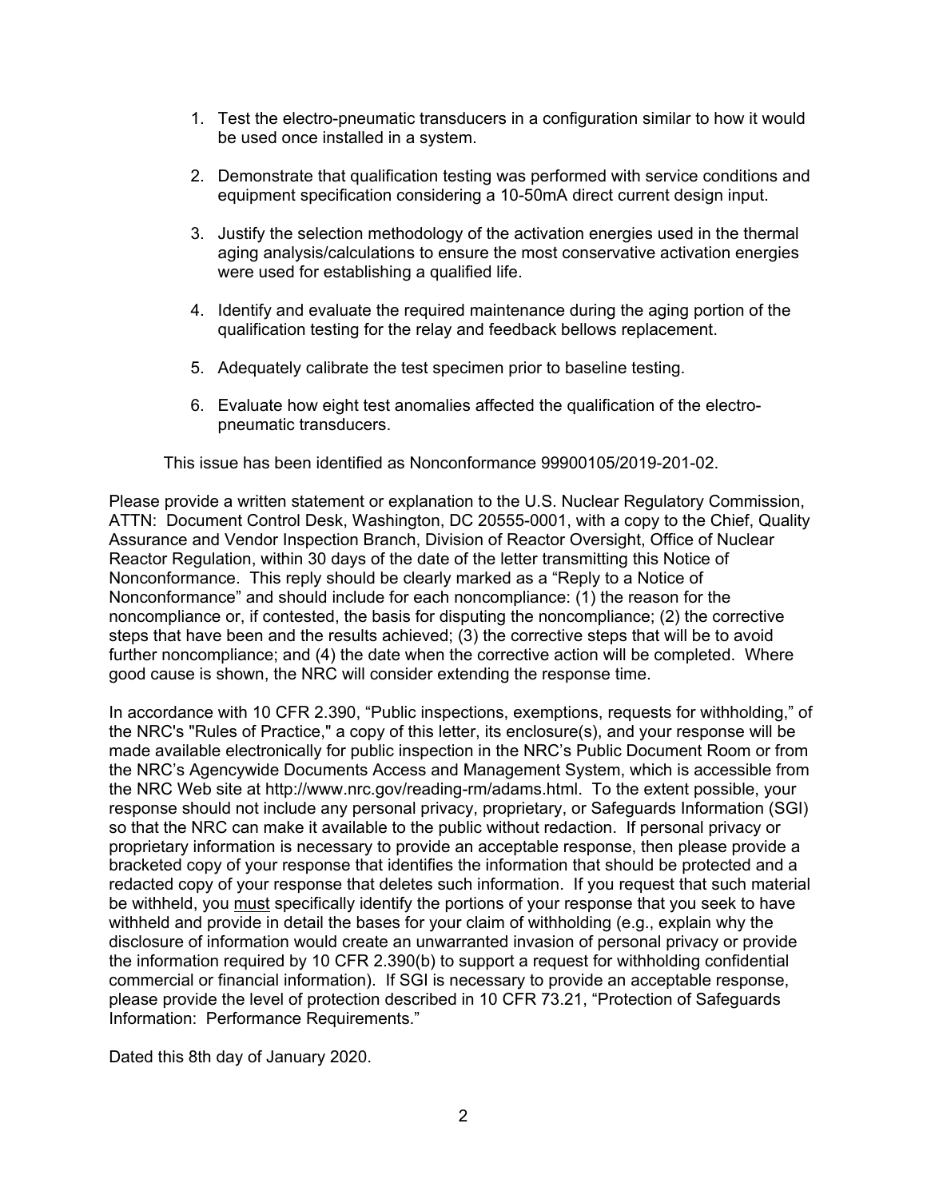1. Test the electro-pneumatic transducers in a configuration similar to how it would be used once installed in a system.

2. Demonstrate that qualification testing was performed with service conditions and equipment specification considering a 10-50mA direct current design input.

3. Justify the selection methodology of the activation energies used in the thermal aging analysis/calculations to ensure the most conservative activation energies were used for establishing a qualified life.

4. Identify and evaluate the required maintenance during the aging portion of the qualification testing for the relay and feedback bellows replacement.

5. Adequately calibrate the test specimen prior to baseline testing.

6. Evaluate how eight test anomalies affected the qualification of the electro-pneumatic transducers.

This issue has been identified as Nonconformance 99900105/2019-201-02.

Please provide a written statement or explanation to the U.S. Nuclear Regulatory Commission, ATTN: Document Control Desk, Washington, DC 20555-0001, with a copy to the Chief, Quality Assurance and Vendor Inspection Branch, Division of Reactor Oversight, Office of Nuclear Reactor Regulation, within 30 days of the date of the letter transmitting this Notice of Nonconformance. This reply should be clearly marked as a "Reply to a Notice of Nonconformance" and should include for each noncompliance: (1) the reason for the noncompliance or, if contested, the basis for disputing the noncompliance; (2) the corrective steps that have been and the results achieved; (3) the corrective steps that will be to avoid further noncompliance; and (4) the date when the corrective action will be completed. Where good cause is shown, the NRC will consider extending the response time.

In accordance with 10 CFR 2.390, "Public inspections, exemptions, requests for withholding," of the NRC's "Rules of Practice," a copy of this letter, its enclosure(s), and your response will be made available electronically for public inspection in the NRC's Public Document Room or from the NRC's Agencywide Documents Access and Management System, which is accessible from the NRC Web site at http://www.nrc.gov/reading-rm/adams.html. To the extent possible, your response should not include any personal privacy, proprietary, or Safeguards Information (SGI) so that the NRC can make it available to the public without redaction. If personal privacy or proprietary information is necessary to provide an acceptable response, then please provide a bracketed copy of your response that identifies the information that should be protected and a redacted copy of your response that deletes such information. If you request that such material be withheld, you <u>must</u> specifically identify the portions of your response that you seek to have withheld and provide in detail the bases for your claim of withholding (e.g., explain why the disclosure of information would create an unwarranted invasion of personal privacy or provide the information required by 10 CFR 2.390(b) to support a request for withholding confidential commercial or financial information). If SGI is necessary to provide an acceptable response, please provide the level of protection described in 10 CFR 73.21, "Protection of Safeguards Information: Performance Requirements."

Dated this 8th day of January 2020.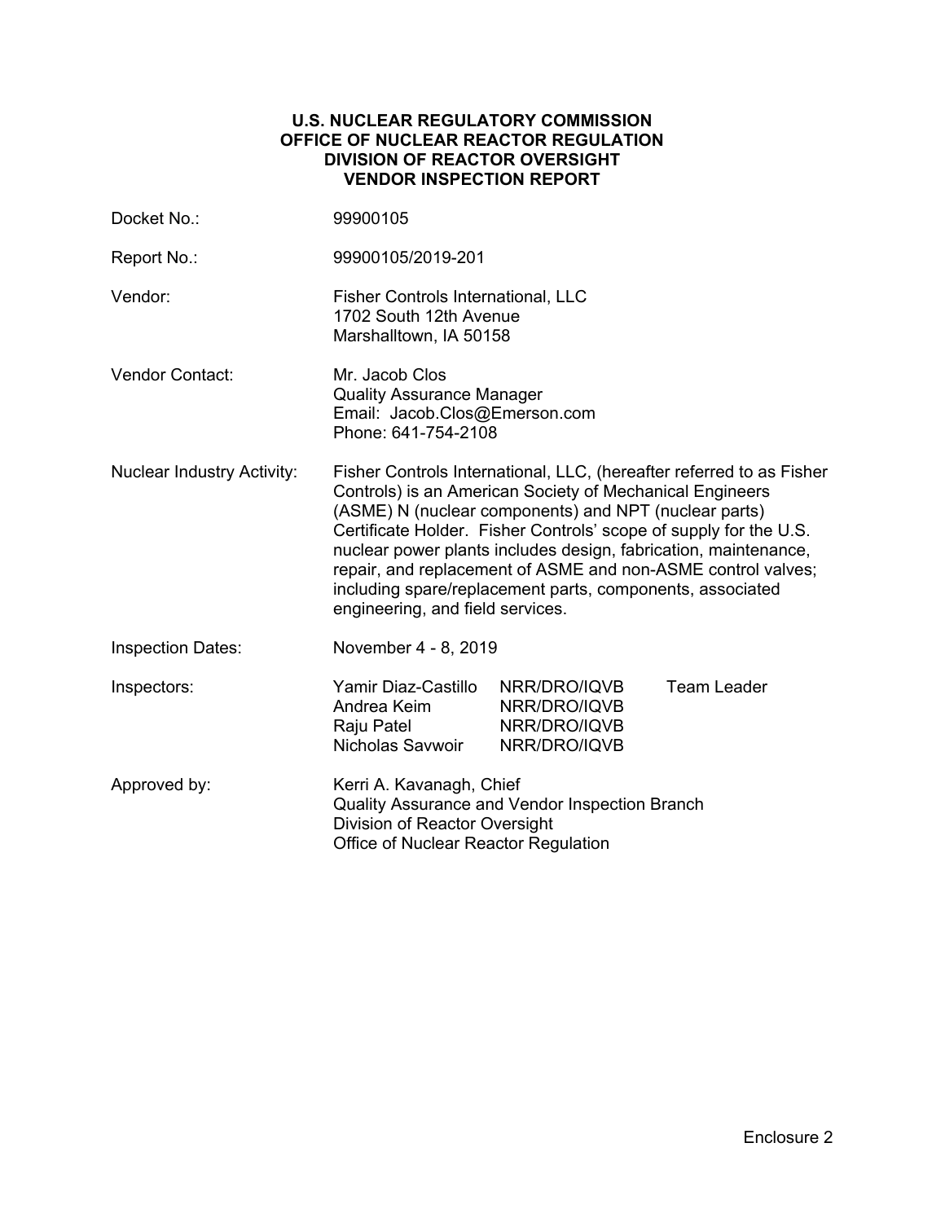**U.S. NUCLEAR REGULATORY COMMISSION**
**OFFICE OF NUCLEAR REACTOR REGULATION**
**DIVISION OF REACTOR OVERSIGHT**
**VENDOR INSPECTION REPORT**

| | |
|---|---|
| Docket No.: | 99900105 |
| Report No.: | 99900105/2019-201 |
| Vendor: | Fisher Controls International, LLC<br>1702 South 12th Avenue<br>Marshalltown, IA 50158 |
| Vendor Contact: | Mr. Jacob Clos<br>Quality Assurance Manager<br>Email: Jacob.Clos@Emerson.com<br>Phone: 641-754-2108 |
| Nuclear Industry Activity: | Fisher Controls International, LLC, (hereafter referred to as Fisher Controls) is an American Society of Mechanical Engineers (ASME) N (nuclear components) and NPT (nuclear parts) Certificate Holder. Fisher Controls' scope of supply for the U.S. nuclear power plants includes design, fabrication, maintenance, repair, and replacement of ASME and non-ASME control valves; including spare/replacement parts, components, associated engineering, and field services. |
| Inspection Dates: | November 4 - 8, 2019 |
| Inspectors: | Yamir Diaz-Castillo NRR/DRO/IQVB Team Leader<br>Andrea Keim NRR/DRO/IQVB<br>Raju Patel NRR/DRO/IQVB<br>Nicholas Savwoir NRR/DRO/IQVB |
| Approved by: | Kerri A. Kavanagh, Chief<br>Quality Assurance and Vendor Inspection Branch<br>Division of Reactor Oversight<br>Office of Nuclear Reactor Regulation |

Enclosure 2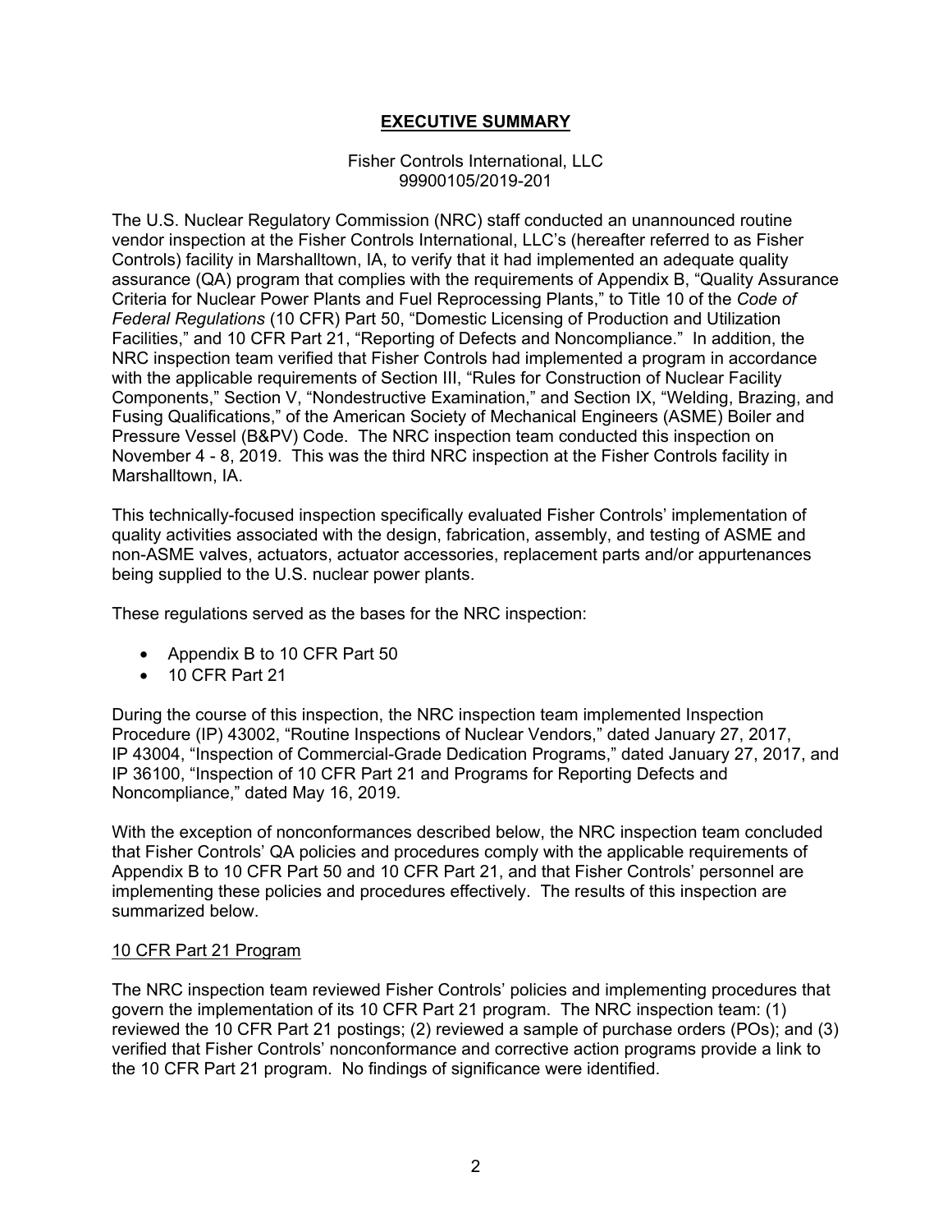# EXECUTIVE SUMMARY

Fisher Controls International, LLC
99900105/2019-201

The U.S. Nuclear Regulatory Commission (NRC) staff conducted an unannounced routine vendor inspection at the Fisher Controls International, LLC's (hereafter referred to as Fisher Controls) facility in Marshalltown, IA, to verify that it had implemented an adequate quality assurance (QA) program that complies with the requirements of Appendix B, "Quality Assurance Criteria for Nuclear Power Plants and Fuel Reprocessing Plants," to Title 10 of the *Code of Federal Regulations* (10 CFR) Part 50, "Domestic Licensing of Production and Utilization Facilities," and 10 CFR Part 21, "Reporting of Defects and Noncompliance." In addition, the NRC inspection team verified that Fisher Controls had implemented a program in accordance with the applicable requirements of Section III, "Rules for Construction of Nuclear Facility Components," Section V, "Nondestructive Examination," and Section IX, "Welding, Brazing, and Fusing Qualifications," of the American Society of Mechanical Engineers (ASME) Boiler and Pressure Vessel (B&PV) Code. The NRC inspection team conducted this inspection on November 4 - 8, 2019. This was the third NRC inspection at the Fisher Controls facility in Marshalltown, IA.

This technically-focused inspection specifically evaluated Fisher Controls' implementation of quality activities associated with the design, fabrication, assembly, and testing of ASME and non-ASME valves, actuators, actuator accessories, replacement parts and/or appurtenances being supplied to the U.S. nuclear power plants.

These regulations served as the bases for the NRC inspection:

- Appendix B to 10 CFR Part 50
- 10 CFR Part 21

During the course of this inspection, the NRC inspection team implemented Inspection Procedure (IP) 43002, "Routine Inspections of Nuclear Vendors," dated January 27, 2017, IP 43004, "Inspection of Commercial-Grade Dedication Programs," dated January 27, 2017, and IP 36100, "Inspection of 10 CFR Part 21 and Programs for Reporting Defects and Noncompliance," dated May 16, 2019.

With the exception of nonconformances described below, the NRC inspection team concluded that Fisher Controls' QA policies and procedures comply with the applicable requirements of Appendix B to 10 CFR Part 50 and 10 CFR Part 21, and that Fisher Controls' personnel are implementing these policies and procedures effectively. The results of this inspection are summarized below.

## 10 CFR Part 21 Program

The NRC inspection team reviewed Fisher Controls' policies and implementing procedures that govern the implementation of its 10 CFR Part 21 program. The NRC inspection team: (1) reviewed the 10 CFR Part 21 postings; (2) reviewed a sample of purchase orders (POs); and (3) verified that Fisher Controls' nonconformance and corrective action programs provide a link to the 10 CFR Part 21 program. No findings of significance were identified.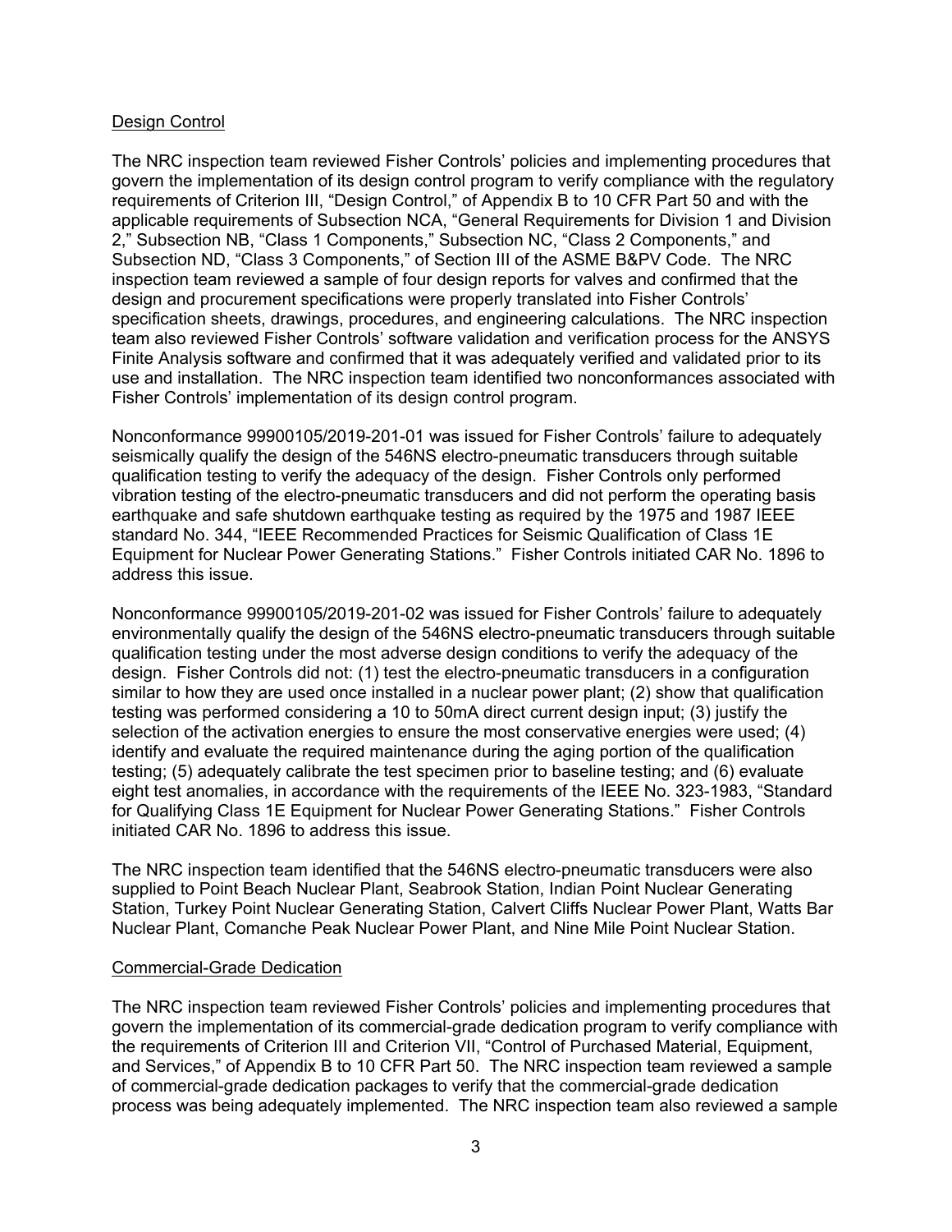Design Control

The NRC inspection team reviewed Fisher Controls' policies and implementing procedures that govern the implementation of its design control program to verify compliance with the regulatory requirements of Criterion III, "Design Control," of Appendix B to 10 CFR Part 50 and with the applicable requirements of Subsection NCA, "General Requirements for Division 1 and Division 2," Subsection NB, "Class 1 Components," Subsection NC, "Class 2 Components," and Subsection ND, "Class 3 Components," of Section III of the ASME B&PV Code. The NRC inspection team reviewed a sample of four design reports for valves and confirmed that the design and procurement specifications were properly translated into Fisher Controls' specification sheets, drawings, procedures, and engineering calculations. The NRC inspection team also reviewed Fisher Controls' software validation and verification process for the ANSYS Finite Analysis software and confirmed that it was adequately verified and validated prior to its use and installation. The NRC inspection team identified two nonconformances associated with Fisher Controls' implementation of its design control program.

Nonconformance 99900105/2019-201-01 was issued for Fisher Controls' failure to adequately seismically qualify the design of the 546NS electro-pneumatic transducers through suitable qualification testing to verify the adequacy of the design. Fisher Controls only performed vibration testing of the electro-pneumatic transducers and did not perform the operating basis earthquake and safe shutdown earthquake testing as required by the 1975 and 1987 IEEE standard No. 344, "IEEE Recommended Practices for Seismic Qualification of Class 1E Equipment for Nuclear Power Generating Stations." Fisher Controls initiated CAR No. 1896 to address this issue.

Nonconformance 99900105/2019-201-02 was issued for Fisher Controls' failure to adequately environmentally qualify the design of the 546NS electro-pneumatic transducers through suitable qualification testing under the most adverse design conditions to verify the adequacy of the design. Fisher Controls did not: (1) test the electro-pneumatic transducers in a configuration similar to how they are used once installed in a nuclear power plant; (2) show that qualification testing was performed considering a 10 to 50mA direct current design input; (3) justify the selection of the activation energies to ensure the most conservative energies were used; (4) identify and evaluate the required maintenance during the aging portion of the qualification testing; (5) adequately calibrate the test specimen prior to baseline testing; and (6) evaluate eight test anomalies, in accordance with the requirements of the IEEE No. 323-1983, "Standard for Qualifying Class 1E Equipment for Nuclear Power Generating Stations." Fisher Controls initiated CAR No. 1896 to address this issue.

The NRC inspection team identified that the 546NS electro-pneumatic transducers were also supplied to Point Beach Nuclear Plant, Seabrook Station, Indian Point Nuclear Generating Station, Turkey Point Nuclear Generating Station, Calvert Cliffs Nuclear Power Plant, Watts Bar Nuclear Plant, Comanche Peak Nuclear Power Plant, and Nine Mile Point Nuclear Station.

Commercial-Grade Dedication

The NRC inspection team reviewed Fisher Controls' policies and implementing procedures that govern the implementation of its commercial-grade dedication program to verify compliance with the requirements of Criterion III and Criterion VII, "Control of Purchased Material, Equipment, and Services," of Appendix B to 10 CFR Part 50. The NRC inspection team reviewed a sample of commercial-grade dedication packages to verify that the commercial-grade dedication process was being adequately implemented. The NRC inspection team also reviewed a sample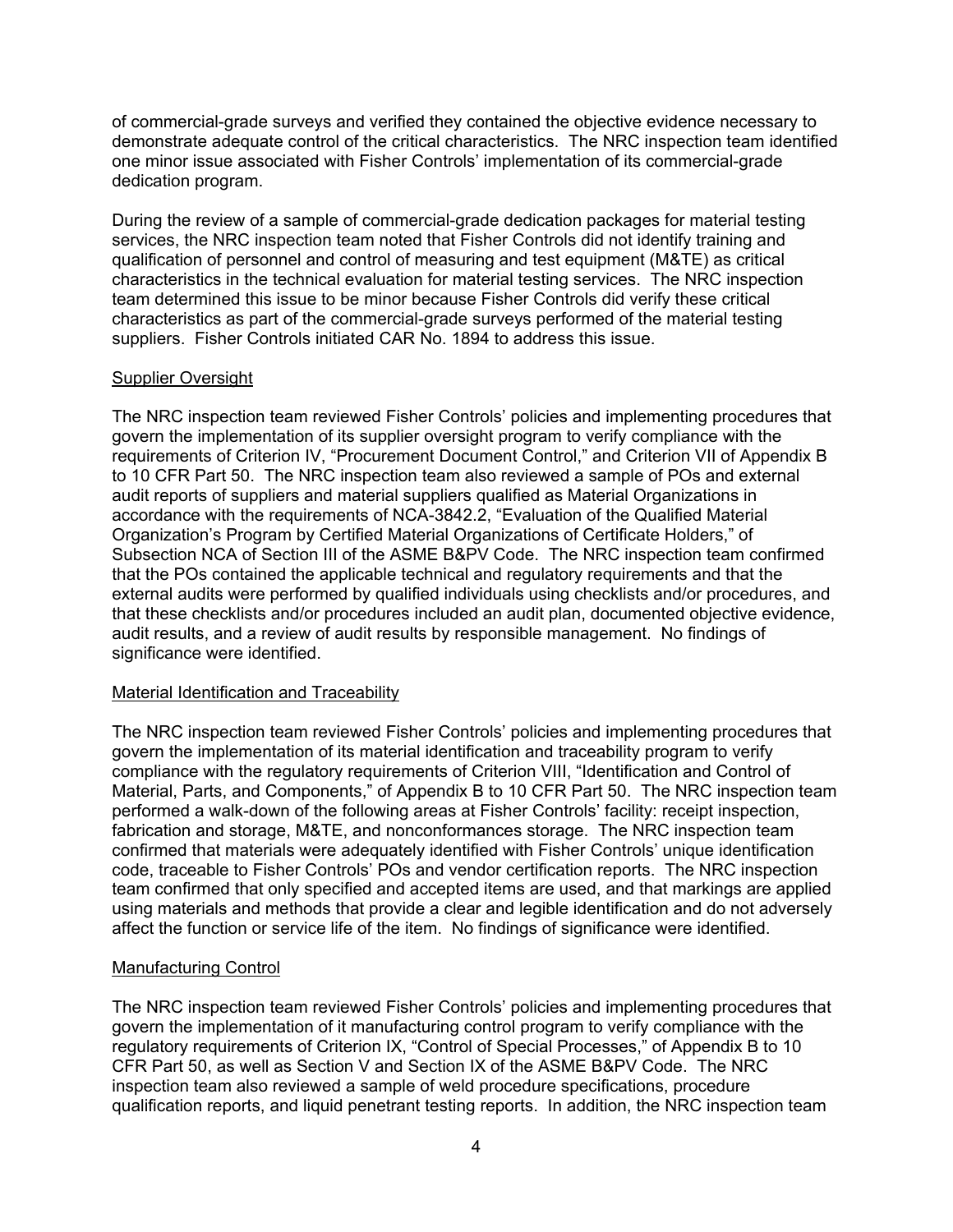of commercial-grade surveys and verified they contained the objective evidence necessary to demonstrate adequate control of the critical characteristics. The NRC inspection team identified one minor issue associated with Fisher Controls' implementation of its commercial-grade dedication program.

During the review of a sample of commercial-grade dedication packages for material testing services, the NRC inspection team noted that Fisher Controls did not identify training and qualification of personnel and control of measuring and test equipment (M&TE) as critical characteristics in the technical evaluation for material testing services. The NRC inspection team determined this issue to be minor because Fisher Controls did verify these critical characteristics as part of the commercial-grade surveys performed of the material testing suppliers. Fisher Controls initiated CAR No. 1894 to address this issue.

<u>Supplier Oversight</u>

The NRC inspection team reviewed Fisher Controls' policies and implementing procedures that govern the implementation of its supplier oversight program to verify compliance with the requirements of Criterion IV, "Procurement Document Control," and Criterion VII of Appendix B to 10 CFR Part 50. The NRC inspection team also reviewed a sample of POs and external audit reports of suppliers and material suppliers qualified as Material Organizations in accordance with the requirements of NCA-3842.2, "Evaluation of the Qualified Material Organization's Program by Certified Material Organizations of Certificate Holders," of Subsection NCA of Section III of the ASME B&PV Code. The NRC inspection team confirmed that the POs contained the applicable technical and regulatory requirements and that the external audits were performed by qualified individuals using checklists and/or procedures, and that these checklists and/or procedures included an audit plan, documented objective evidence, audit results, and a review of audit results by responsible management. No findings of significance were identified.

<u>Material Identification and Traceability</u>

The NRC inspection team reviewed Fisher Controls' policies and implementing procedures that govern the implementation of its material identification and traceability program to verify compliance with the regulatory requirements of Criterion VIII, "Identification and Control of Material, Parts, and Components," of Appendix B to 10 CFR Part 50. The NRC inspection team performed a walk-down of the following areas at Fisher Controls' facility: receipt inspection, fabrication and storage, M&TE, and nonconformances storage. The NRC inspection team confirmed that materials were adequately identified with Fisher Controls' unique identification code, traceable to Fisher Controls' POs and vendor certification reports. The NRC inspection team confirmed that only specified and accepted items are used, and that markings are applied using materials and methods that provide a clear and legible identification and do not adversely affect the function or service life of the item. No findings of significance were identified.

<u>Manufacturing Control</u>

The NRC inspection team reviewed Fisher Controls' policies and implementing procedures that govern the implementation of it manufacturing control program to verify compliance with the regulatory requirements of Criterion IX, "Control of Special Processes," of Appendix B to 10 CFR Part 50, as well as Section V and Section IX of the ASME B&PV Code. The NRC inspection team also reviewed a sample of weld procedure specifications, procedure qualification reports, and liquid penetrant testing reports. In addition, the NRC inspection team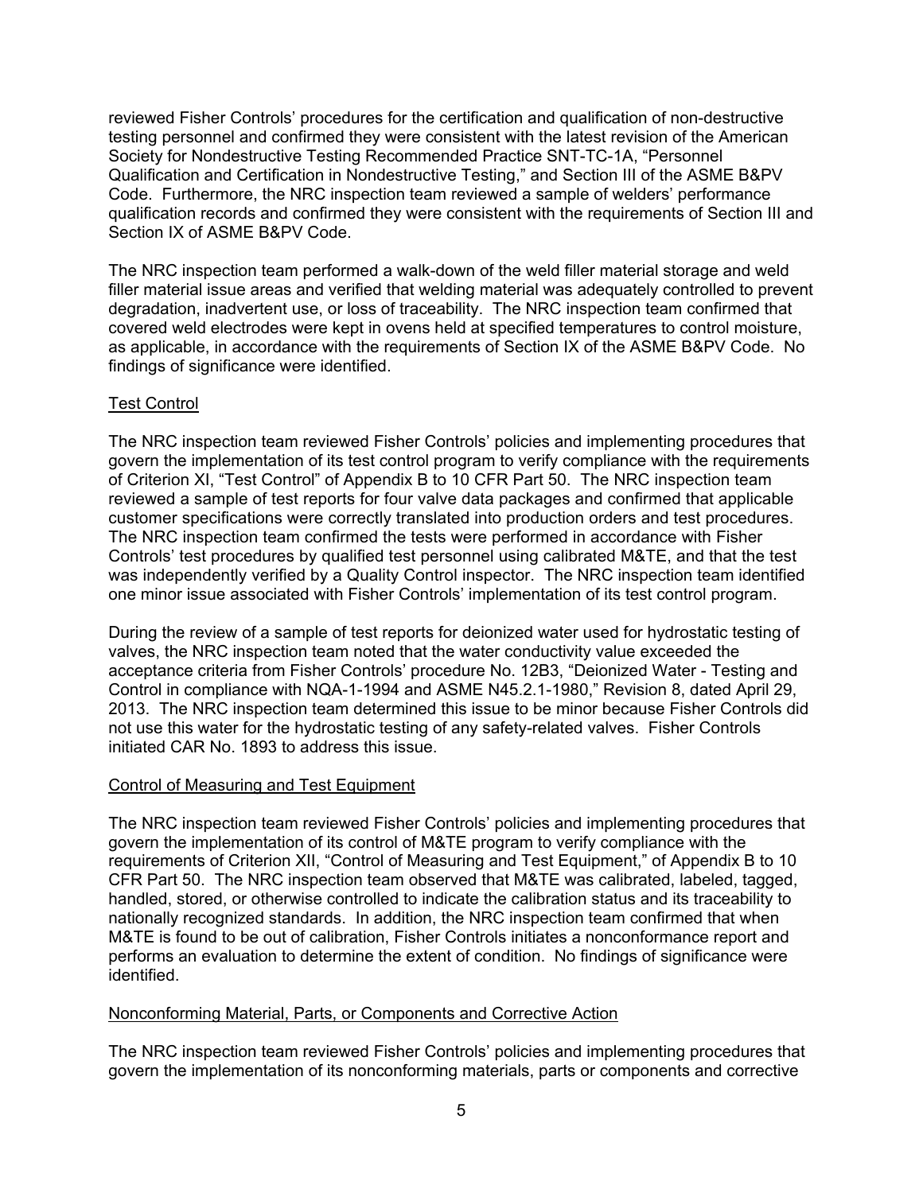reviewed Fisher Controls' procedures for the certification and qualification of non-destructive testing personnel and confirmed they were consistent with the latest revision of the American Society for Nondestructive Testing Recommended Practice SNT-TC-1A, "Personnel Qualification and Certification in Nondestructive Testing," and Section III of the ASME B&PV Code. Furthermore, the NRC inspection team reviewed a sample of welders' performance qualification records and confirmed they were consistent with the requirements of Section III and Section IX of ASME B&PV Code.

The NRC inspection team performed a walk-down of the weld filler material storage and weld filler material issue areas and verified that welding material was adequately controlled to prevent degradation, inadvertent use, or loss of traceability. The NRC inspection team confirmed that covered weld electrodes were kept in ovens held at specified temperatures to control moisture, as applicable, in accordance with the requirements of Section IX of the ASME B&PV Code. No findings of significance were identified.

Test Control

The NRC inspection team reviewed Fisher Controls' policies and implementing procedures that govern the implementation of its test control program to verify compliance with the requirements of Criterion XI, "Test Control" of Appendix B to 10 CFR Part 50. The NRC inspection team reviewed a sample of test reports for four valve data packages and confirmed that applicable customer specifications were correctly translated into production orders and test procedures. The NRC inspection team confirmed the tests were performed in accordance with Fisher Controls' test procedures by qualified test personnel using calibrated M&TE, and that the test was independently verified by a Quality Control inspector. The NRC inspection team identified one minor issue associated with Fisher Controls' implementation of its test control program.

During the review of a sample of test reports for deionized water used for hydrostatic testing of valves, the NRC inspection team noted that the water conductivity value exceeded the acceptance criteria from Fisher Controls' procedure No. 12B3, "Deionized Water - Testing and Control in compliance with NQA-1-1994 and ASME N45.2.1-1980," Revision 8, dated April 29, 2013. The NRC inspection team determined this issue to be minor because Fisher Controls did not use this water for the hydrostatic testing of any safety-related valves. Fisher Controls initiated CAR No. 1893 to address this issue.

Control of Measuring and Test Equipment

The NRC inspection team reviewed Fisher Controls' policies and implementing procedures that govern the implementation of its control of M&TE program to verify compliance with the requirements of Criterion XII, "Control of Measuring and Test Equipment," of Appendix B to 10 CFR Part 50. The NRC inspection team observed that M&TE was calibrated, labeled, tagged, handled, stored, or otherwise controlled to indicate the calibration status and its traceability to nationally recognized standards. In addition, the NRC inspection team confirmed that when M&TE is found to be out of calibration, Fisher Controls initiates a nonconformance report and performs an evaluation to determine the extent of condition. No findings of significance were identified.

Nonconforming Material, Parts, or Components and Corrective Action

The NRC inspection team reviewed Fisher Controls' policies and implementing procedures that govern the implementation of its nonconforming materials, parts or components and corrective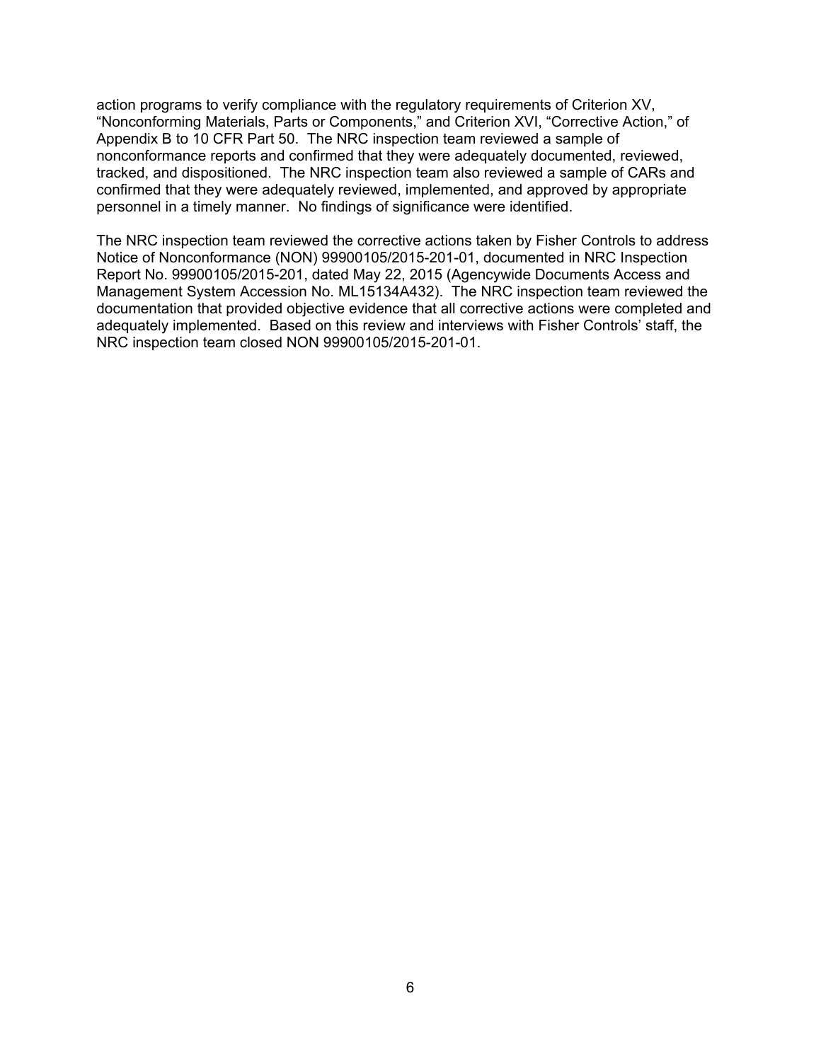action programs to verify compliance with the regulatory requirements of Criterion XV, "Nonconforming Materials, Parts or Components," and Criterion XVI, "Corrective Action," of Appendix B to 10 CFR Part 50. The NRC inspection team reviewed a sample of nonconformance reports and confirmed that they were adequately documented, reviewed, tracked, and dispositioned. The NRC inspection team also reviewed a sample of CARs and confirmed that they were adequately reviewed, implemented, and approved by appropriate personnel in a timely manner. No findings of significance were identified.

The NRC inspection team reviewed the corrective actions taken by Fisher Controls to address Notice of Nonconformance (NON) 99900105/2015-201-01, documented in NRC Inspection Report No. 99900105/2015-201, dated May 22, 2015 (Agencywide Documents Access and Management System Accession No. ML15134A432). The NRC inspection team reviewed the documentation that provided objective evidence that all corrective actions were completed and adequately implemented. Based on this review and interviews with Fisher Controls' staff, the NRC inspection team closed NON 99900105/2015-201-01.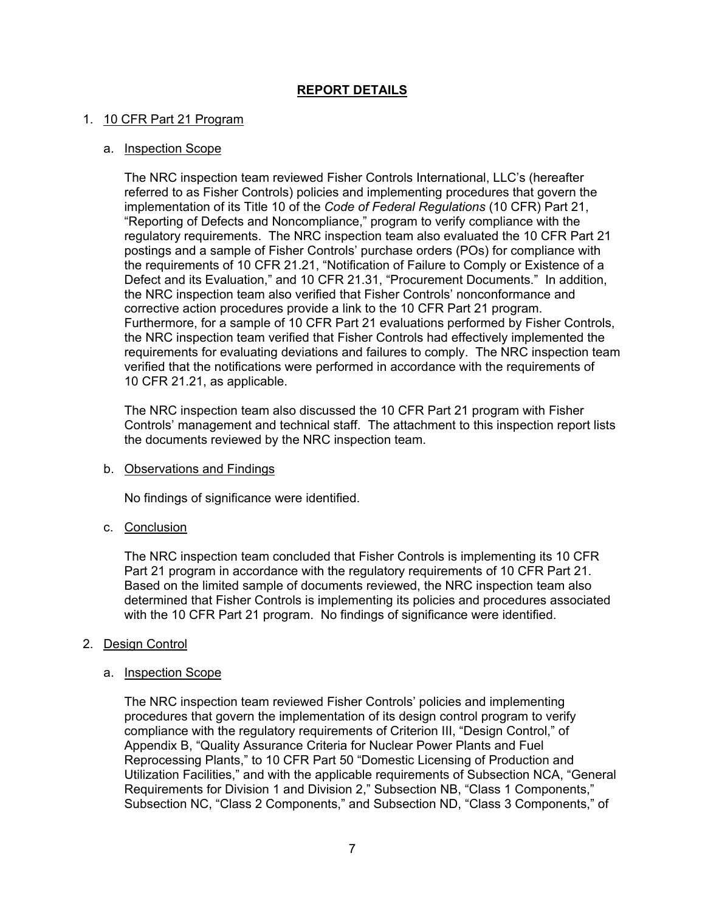## REPORT DETAILS

1. 10 CFR Part 21 Program

   a. Inspection Scope

   The NRC inspection team reviewed Fisher Controls International, LLC's (hereafter referred to as Fisher Controls) policies and implementing procedures that govern the implementation of its Title 10 of the *Code of Federal Regulations* (10 CFR) Part 21, "Reporting of Defects and Noncompliance," program to verify compliance with the regulatory requirements. The NRC inspection team also evaluated the 10 CFR Part 21 postings and a sample of Fisher Controls' purchase orders (POs) for compliance with the requirements of 10 CFR 21.21, "Notification of Failure to Comply or Existence of a Defect and its Evaluation," and 10 CFR 21.31, "Procurement Documents." In addition, the NRC inspection team also verified that Fisher Controls' nonconformance and corrective action procedures provide a link to the 10 CFR Part 21 program. Furthermore, for a sample of 10 CFR Part 21 evaluations performed by Fisher Controls, the NRC inspection team verified that Fisher Controls had effectively implemented the requirements for evaluating deviations and failures to comply. The NRC inspection team verified that the notifications were performed in accordance with the requirements of 10 CFR 21.21, as applicable.

   The NRC inspection team also discussed the 10 CFR Part 21 program with Fisher Controls' management and technical staff. The attachment to this inspection report lists the documents reviewed by the NRC inspection team.

   b. Observations and Findings

   No findings of significance were identified.

   c. Conclusion

   The NRC inspection team concluded that Fisher Controls is implementing its 10 CFR Part 21 program in accordance with the regulatory requirements of 10 CFR Part 21. Based on the limited sample of documents reviewed, the NRC inspection team also determined that Fisher Controls is implementing its policies and procedures associated with the 10 CFR Part 21 program. No findings of significance were identified.

2. Design Control

   a. Inspection Scope

   The NRC inspection team reviewed Fisher Controls' policies and implementing procedures that govern the implementation of its design control program to verify compliance with the regulatory requirements of Criterion III, "Design Control," of Appendix B, "Quality Assurance Criteria for Nuclear Power Plants and Fuel Reprocessing Plants," to 10 CFR Part 50 "Domestic Licensing of Production and Utilization Facilities," and with the applicable requirements of Subsection NCA, "General Requirements for Division 1 and Division 2," Subsection NB, "Class 1 Components," Subsection NC, "Class 2 Components," and Subsection ND, "Class 3 Components," of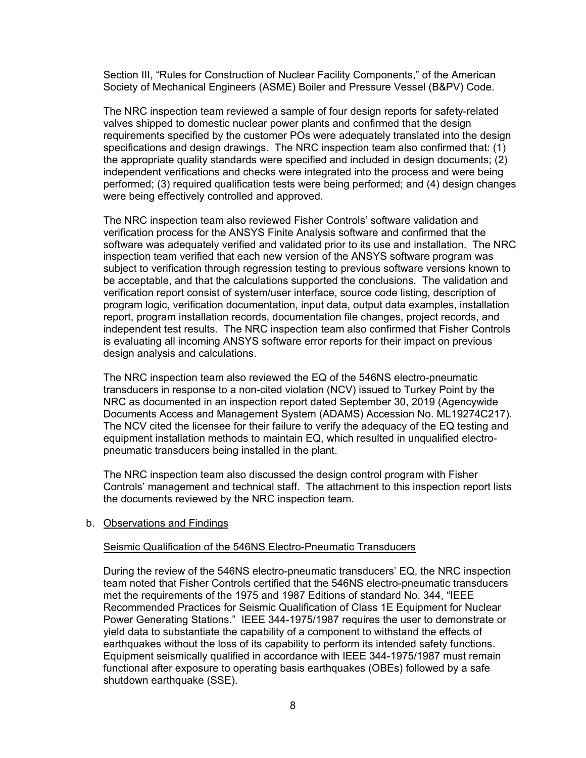Section III, "Rules for Construction of Nuclear Facility Components," of the American Society of Mechanical Engineers (ASME) Boiler and Pressure Vessel (B&PV) Code.

The NRC inspection team reviewed a sample of four design reports for safety-related valves shipped to domestic nuclear power plants and confirmed that the design requirements specified by the customer POs were adequately translated into the design specifications and design drawings. The NRC inspection team also confirmed that: (1) the appropriate quality standards were specified and included in design documents; (2) independent verifications and checks were integrated into the process and were being performed; (3) required qualification tests were being performed; and (4) design changes were being effectively controlled and approved.

The NRC inspection team also reviewed Fisher Controls' software validation and verification process for the ANSYS Finite Analysis software and confirmed that the software was adequately verified and validated prior to its use and installation. The NRC inspection team verified that each new version of the ANSYS software program was subject to verification through regression testing to previous software versions known to be acceptable, and that the calculations supported the conclusions. The validation and verification report consist of system/user interface, source code listing, description of program logic, verification documentation, input data, output data examples, installation report, program installation records, documentation file changes, project records, and independent test results. The NRC inspection team also confirmed that Fisher Controls is evaluating all incoming ANSYS software error reports for their impact on previous design analysis and calculations.

The NRC inspection team also reviewed the EQ of the 546NS electro-pneumatic transducers in response to a non-cited violation (NCV) issued to Turkey Point by the NRC as documented in an inspection report dated September 30, 2019 (Agencywide Documents Access and Management System (ADAMS) Accession No. ML19274C217). The NCV cited the licensee for their failure to verify the adequacy of the EQ testing and equipment installation methods to maintain EQ, which resulted in unqualified electro-pneumatic transducers being installed in the plant.

The NRC inspection team also discussed the design control program with Fisher Controls' management and technical staff. The attachment to this inspection report lists the documents reviewed by the NRC inspection team.

b. Observations and Findings

Seismic Qualification of the 546NS Electro-Pneumatic Transducers

During the review of the 546NS electro-pneumatic transducers' EQ, the NRC inspection team noted that Fisher Controls certified that the 546NS electro-pneumatic transducers met the requirements of the 1975 and 1987 Editions of standard No. 344, "IEEE Recommended Practices for Seismic Qualification of Class 1E Equipment for Nuclear Power Generating Stations." IEEE 344-1975/1987 requires the user to demonstrate or yield data to substantiate the capability of a component to withstand the effects of earthquakes without the loss of its capability to perform its intended safety functions. Equipment seismically qualified in accordance with IEEE 344-1975/1987 must remain functional after exposure to operating basis earthquakes (OBEs) followed by a safe shutdown earthquake (SSE).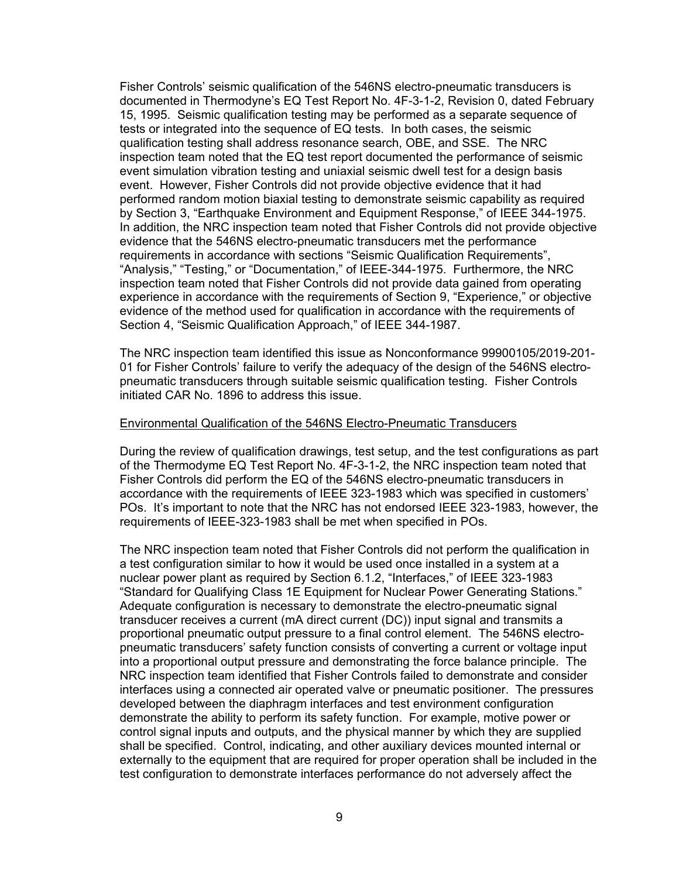Fisher Controls' seismic qualification of the 546NS electro-pneumatic transducers is documented in Thermodyne's EQ Test Report No. 4F-3-1-2, Revision 0, dated February 15, 1995. Seismic qualification testing may be performed as a separate sequence of tests or integrated into the sequence of EQ tests. In both cases, the seismic qualification testing shall address resonance search, OBE, and SSE. The NRC inspection team noted that the EQ test report documented the performance of seismic event simulation vibration testing and uniaxial seismic dwell test for a design basis event. However, Fisher Controls did not provide objective evidence that it had performed random motion biaxial testing to demonstrate seismic capability as required by Section 3, "Earthquake Environment and Equipment Response," of IEEE 344-1975. In addition, the NRC inspection team noted that Fisher Controls did not provide objective evidence that the 546NS electro-pneumatic transducers met the performance requirements in accordance with sections "Seismic Qualification Requirements", "Analysis," "Testing," or "Documentation," of IEEE-344-1975. Furthermore, the NRC inspection team noted that Fisher Controls did not provide data gained from operating experience in accordance with the requirements of Section 9, "Experience," or objective evidence of the method used for qualification in accordance with the requirements of Section 4, "Seismic Qualification Approach," of IEEE 344-1987.

The NRC inspection team identified this issue as Nonconformance 99900105/2019-201-01 for Fisher Controls' failure to verify the adequacy of the design of the 546NS electro-pneumatic transducers through suitable seismic qualification testing. Fisher Controls initiated CAR No. 1896 to address this issue.

Environmental Qualification of the 546NS Electro-Pneumatic Transducers

During the review of qualification drawings, test setup, and the test configurations as part of the Thermodyme EQ Test Report No. 4F-3-1-2, the NRC inspection team noted that Fisher Controls did perform the EQ of the 546NS electro-pneumatic transducers in accordance with the requirements of IEEE 323-1983 which was specified in customers' POs. It's important to note that the NRC has not endorsed IEEE 323-1983, however, the requirements of IEEE-323-1983 shall be met when specified in POs.

The NRC inspection team noted that Fisher Controls did not perform the qualification in a test configuration similar to how it would be used once installed in a system at a nuclear power plant as required by Section 6.1.2, "Interfaces," of IEEE 323-1983 "Standard for Qualifying Class 1E Equipment for Nuclear Power Generating Stations." Adequate configuration is necessary to demonstrate the electro-pneumatic signal transducer receives a current (mA direct current (DC)) input signal and transmits a proportional pneumatic output pressure to a final control element. The 546NS electro-pneumatic transducers' safety function consists of converting a current or voltage input into a proportional output pressure and demonstrating the force balance principle. The NRC inspection team identified that Fisher Controls failed to demonstrate and consider interfaces using a connected air operated valve or pneumatic positioner. The pressures developed between the diaphragm interfaces and test environment configuration demonstrate the ability to perform its safety function. For example, motive power or control signal inputs and outputs, and the physical manner by which they are supplied shall be specified. Control, indicating, and other auxiliary devices mounted internal or externally to the equipment that are required for proper operation shall be included in the test configuration to demonstrate interfaces performance do not adversely affect the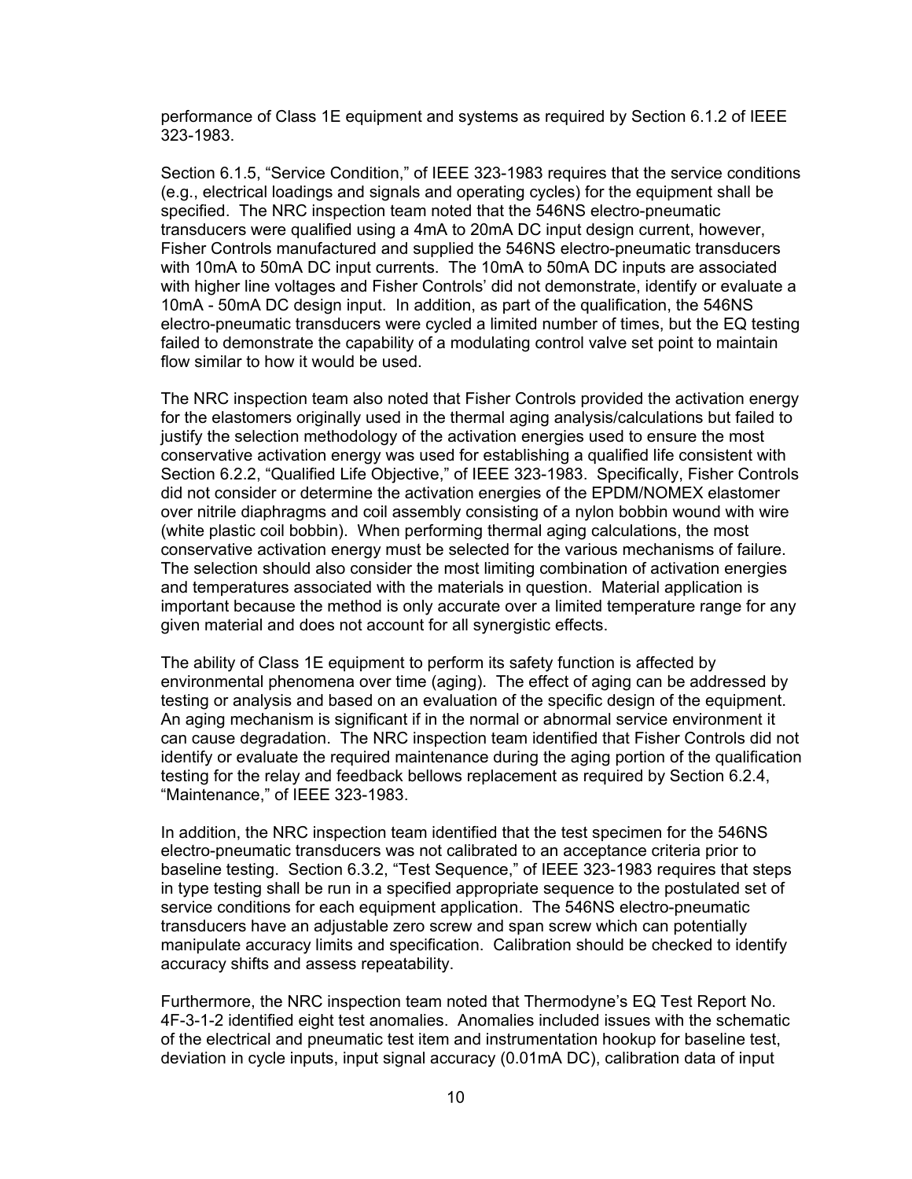performance of Class 1E equipment and systems as required by Section 6.1.2 of IEEE 323-1983.

Section 6.1.5, “Service Condition,” of IEEE 323-1983 requires that the service conditions (e.g., electrical loadings and signals and operating cycles) for the equipment shall be specified. The NRC inspection team noted that the 546NS electro-pneumatic transducers were qualified using a 4mA to 20mA DC input design current, however, Fisher Controls manufactured and supplied the 546NS electro-pneumatic transducers with 10mA to 50mA DC input currents. The 10mA to 50mA DC inputs are associated with higher line voltages and Fisher Controls’ did not demonstrate, identify or evaluate a 10mA - 50mA DC design input. In addition, as part of the qualification, the 546NS electro-pneumatic transducers were cycled a limited number of times, but the EQ testing failed to demonstrate the capability of a modulating control valve set point to maintain flow similar to how it would be used.

The NRC inspection team also noted that Fisher Controls provided the activation energy for the elastomers originally used in the thermal aging analysis/calculations but failed to justify the selection methodology of the activation energies used to ensure the most conservative activation energy was used for establishing a qualified life consistent with Section 6.2.2, “Qualified Life Objective,” of IEEE 323-1983. Specifically, Fisher Controls did not consider or determine the activation energies of the EPDM/NOMEX elastomer over nitrile diaphragms and coil assembly consisting of a nylon bobbin wound with wire (white plastic coil bobbin). When performing thermal aging calculations, the most conservative activation energy must be selected for the various mechanisms of failure. The selection should also consider the most limiting combination of activation energies and temperatures associated with the materials in question. Material application is important because the method is only accurate over a limited temperature range for any given material and does not account for all synergistic effects.

The ability of Class 1E equipment to perform its safety function is affected by environmental phenomena over time (aging). The effect of aging can be addressed by testing or analysis and based on an evaluation of the specific design of the equipment. An aging mechanism is significant if in the normal or abnormal service environment it can cause degradation. The NRC inspection team identified that Fisher Controls did not identify or evaluate the required maintenance during the aging portion of the qualification testing for the relay and feedback bellows replacement as required by Section 6.2.4, “Maintenance,” of IEEE 323-1983.

In addition, the NRC inspection team identified that the test specimen for the 546NS electro-pneumatic transducers was not calibrated to an acceptance criteria prior to baseline testing. Section 6.3.2, “Test Sequence,” of IEEE 323-1983 requires that steps in type testing shall be run in a specified appropriate sequence to the postulated set of service conditions for each equipment application. The 546NS electro-pneumatic transducers have an adjustable zero screw and span screw which can potentially manipulate accuracy limits and specification. Calibration should be checked to identify accuracy shifts and assess repeatability.

Furthermore, the NRC inspection team noted that Thermodyne’s EQ Test Report No. 4F-3-1-2 identified eight test anomalies. Anomalies included issues with the schematic of the electrical and pneumatic test item and instrumentation hookup for baseline test, deviation in cycle inputs, input signal accuracy (0.01mA DC), calibration data of input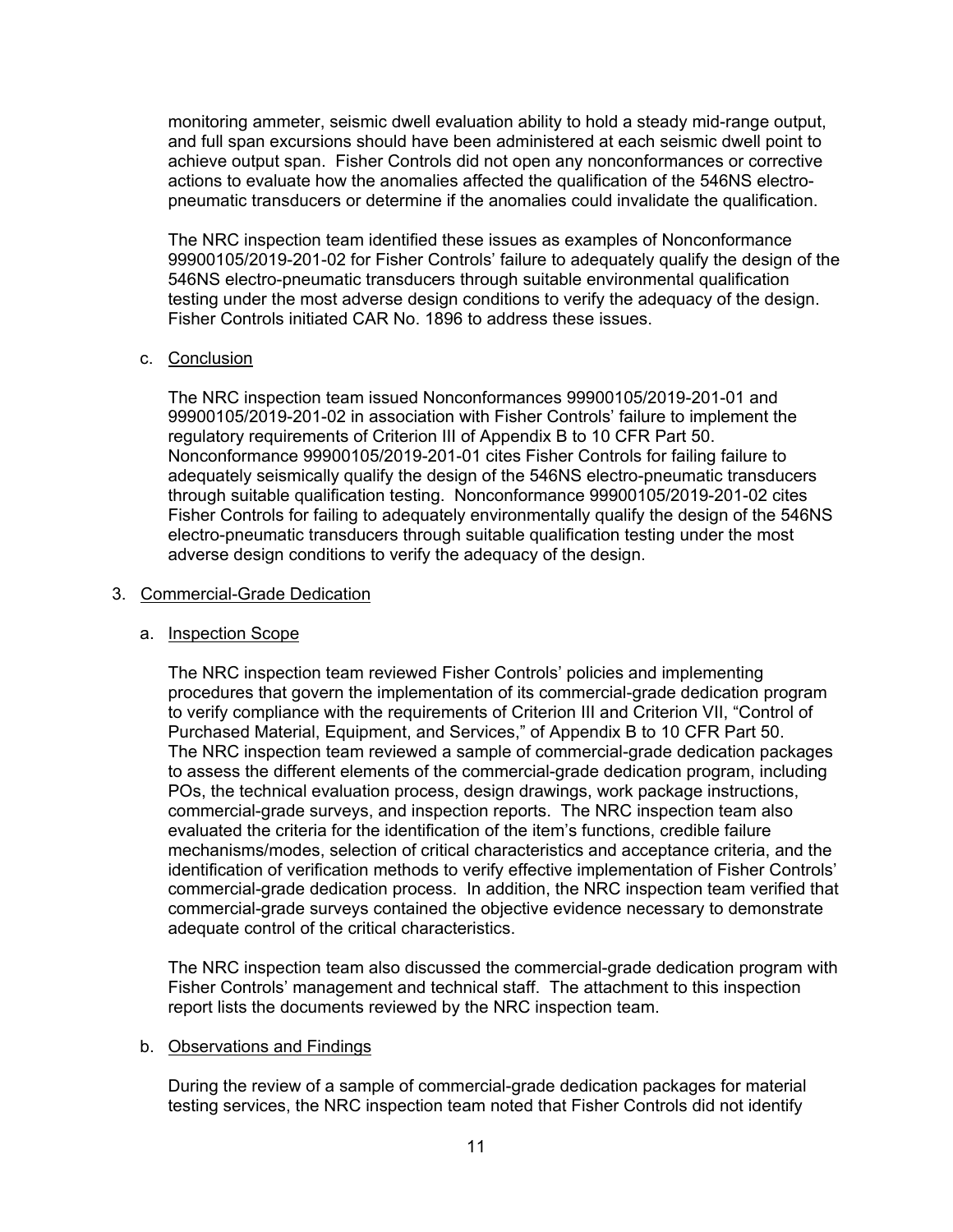monitoring ammeter, seismic dwell evaluation ability to hold a steady mid-range output, and full span excursions should have been administered at each seismic dwell point to achieve output span. Fisher Controls did not open any nonconformances or corrective actions to evaluate how the anomalies affected the qualification of the 546NS electro-pneumatic transducers or determine if the anomalies could invalidate the qualification.

The NRC inspection team identified these issues as examples of Nonconformance 99900105/2019-201-02 for Fisher Controls' failure to adequately qualify the design of the 546NS electro-pneumatic transducers through suitable environmental qualification testing under the most adverse design conditions to verify the adequacy of the design. Fisher Controls initiated CAR No. 1896 to address these issues.

c. Conclusion

The NRC inspection team issued Nonconformances 99900105/2019-201-01 and 99900105/2019-201-02 in association with Fisher Controls' failure to implement the regulatory requirements of Criterion III of Appendix B to 10 CFR Part 50. Nonconformance 99900105/2019-201-01 cites Fisher Controls for failing failure to adequately seismically qualify the design of the 546NS electro-pneumatic transducers through suitable qualification testing. Nonconformance 99900105/2019-201-02 cites Fisher Controls for failing to adequately environmentally qualify the design of the 546NS electro-pneumatic transducers through suitable qualification testing under the most adverse design conditions to verify the adequacy of the design.

3. Commercial-Grade Dedication

a. Inspection Scope

The NRC inspection team reviewed Fisher Controls' policies and implementing procedures that govern the implementation of its commercial-grade dedication program to verify compliance with the requirements of Criterion III and Criterion VII, "Control of Purchased Material, Equipment, and Services," of Appendix B to 10 CFR Part 50. The NRC inspection team reviewed a sample of commercial-grade dedication packages to assess the different elements of the commercial-grade dedication program, including POs, the technical evaluation process, design drawings, work package instructions, commercial-grade surveys, and inspection reports. The NRC inspection team also evaluated the criteria for the identification of the item's functions, credible failure mechanisms/modes, selection of critical characteristics and acceptance criteria, and the identification of verification methods to verify effective implementation of Fisher Controls' commercial-grade dedication process. In addition, the NRC inspection team verified that commercial-grade surveys contained the objective evidence necessary to demonstrate adequate control of the critical characteristics.

The NRC inspection team also discussed the commercial-grade dedication program with Fisher Controls' management and technical staff. The attachment to this inspection report lists the documents reviewed by the NRC inspection team.

b. Observations and Findings

During the review of a sample of commercial-grade dedication packages for material testing services, the NRC inspection team noted that Fisher Controls did not identify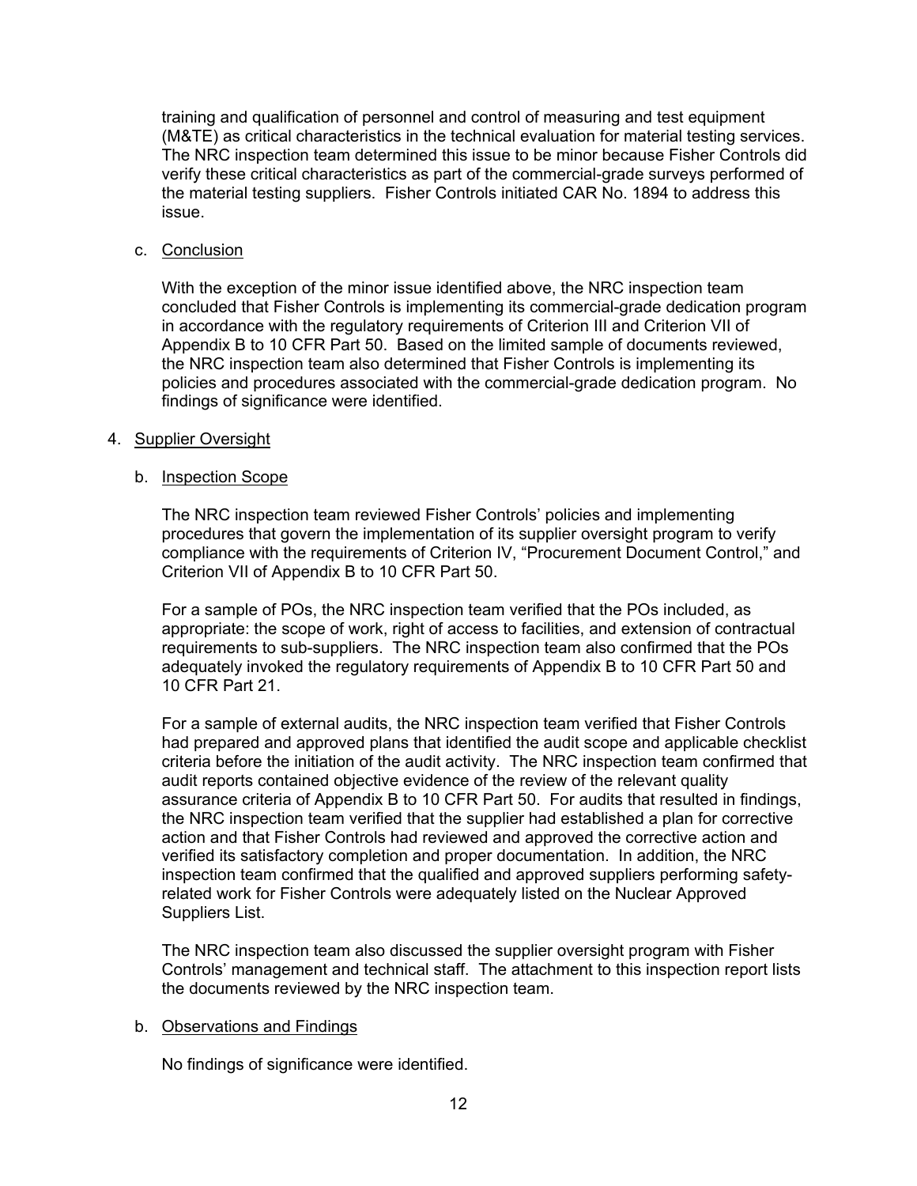training and qualification of personnel and control of measuring and test equipment (M&TE) as critical characteristics in the technical evaluation for material testing services. The NRC inspection team determined this issue to be minor because Fisher Controls did verify these critical characteristics as part of the commercial-grade surveys performed of the material testing suppliers. Fisher Controls initiated CAR No. 1894 to address this issue.

c. Conclusion

With the exception of the minor issue identified above, the NRC inspection team concluded that Fisher Controls is implementing its commercial-grade dedication program in accordance with the regulatory requirements of Criterion III and Criterion VII of Appendix B to 10 CFR Part 50. Based on the limited sample of documents reviewed, the NRC inspection team also determined that Fisher Controls is implementing its policies and procedures associated with the commercial-grade dedication program. No findings of significance were identified.

4. Supplier Oversight

b. Inspection Scope

The NRC inspection team reviewed Fisher Controls' policies and implementing procedures that govern the implementation of its supplier oversight program to verify compliance with the requirements of Criterion IV, "Procurement Document Control," and Criterion VII of Appendix B to 10 CFR Part 50.

For a sample of POs, the NRC inspection team verified that the POs included, as appropriate: the scope of work, right of access to facilities, and extension of contractual requirements to sub-suppliers. The NRC inspection team also confirmed that the POs adequately invoked the regulatory requirements of Appendix B to 10 CFR Part 50 and 10 CFR Part 21.

For a sample of external audits, the NRC inspection team verified that Fisher Controls had prepared and approved plans that identified the audit scope and applicable checklist criteria before the initiation of the audit activity. The NRC inspection team confirmed that audit reports contained objective evidence of the review of the relevant quality assurance criteria of Appendix B to 10 CFR Part 50. For audits that resulted in findings, the NRC inspection team verified that the supplier had established a plan for corrective action and that Fisher Controls had reviewed and approved the corrective action and verified its satisfactory completion and proper documentation. In addition, the NRC inspection team confirmed that the qualified and approved suppliers performing safety-related work for Fisher Controls were adequately listed on the Nuclear Approved Suppliers List.

The NRC inspection team also discussed the supplier oversight program with Fisher Controls' management and technical staff. The attachment to this inspection report lists the documents reviewed by the NRC inspection team.

b. Observations and Findings

No findings of significance were identified.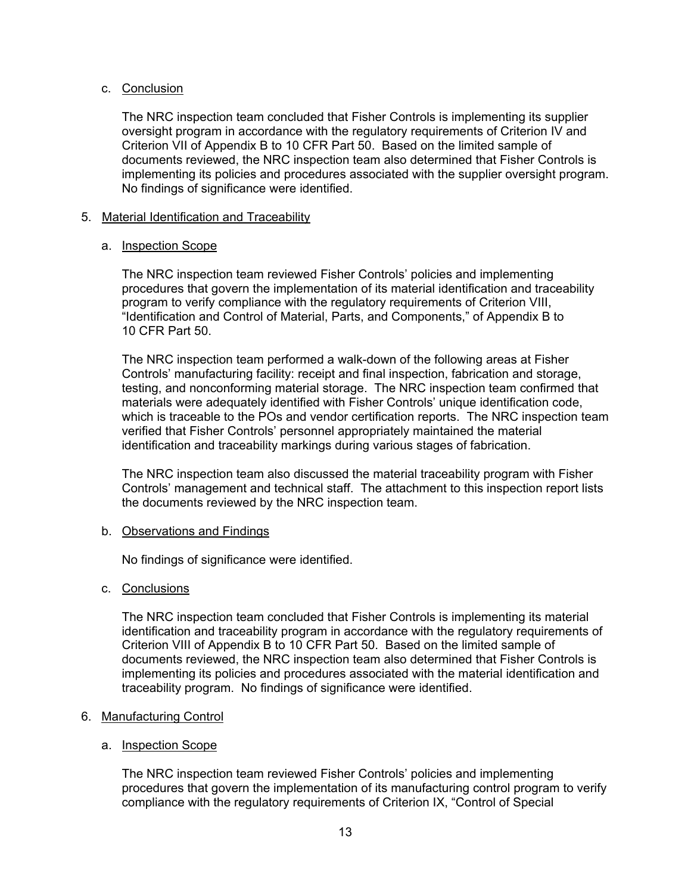c. Conclusion

The NRC inspection team concluded that Fisher Controls is implementing its supplier oversight program in accordance with the regulatory requirements of Criterion IV and Criterion VII of Appendix B to 10 CFR Part 50. Based on the limited sample of documents reviewed, the NRC inspection team also determined that Fisher Controls is implementing its policies and procedures associated with the supplier oversight program. No findings of significance were identified.

## 5. Material Identification and Traceability

a. Inspection Scope

The NRC inspection team reviewed Fisher Controls' policies and implementing procedures that govern the implementation of its material identification and traceability program to verify compliance with the regulatory requirements of Criterion VIII, "Identification and Control of Material, Parts, and Components," of Appendix B to 10 CFR Part 50.

The NRC inspection team performed a walk-down of the following areas at Fisher Controls' manufacturing facility: receipt and final inspection, fabrication and storage, testing, and nonconforming material storage. The NRC inspection team confirmed that materials were adequately identified with Fisher Controls' unique identification code, which is traceable to the POs and vendor certification reports. The NRC inspection team verified that Fisher Controls' personnel appropriately maintained the material identification and traceability markings during various stages of fabrication.

The NRC inspection team also discussed the material traceability program with Fisher Controls' management and technical staff. The attachment to this inspection report lists the documents reviewed by the NRC inspection team.

b. Observations and Findings

No findings of significance were identified.

c. Conclusions

The NRC inspection team concluded that Fisher Controls is implementing its material identification and traceability program in accordance with the regulatory requirements of Criterion VIII of Appendix B to 10 CFR Part 50. Based on the limited sample of documents reviewed, the NRC inspection team also determined that Fisher Controls is implementing its policies and procedures associated with the material identification and traceability program. No findings of significance were identified.

## 6. Manufacturing Control

a. Inspection Scope

The NRC inspection team reviewed Fisher Controls' policies and implementing procedures that govern the implementation of its manufacturing control program to verify compliance with the regulatory requirements of Criterion IX, "Control of Special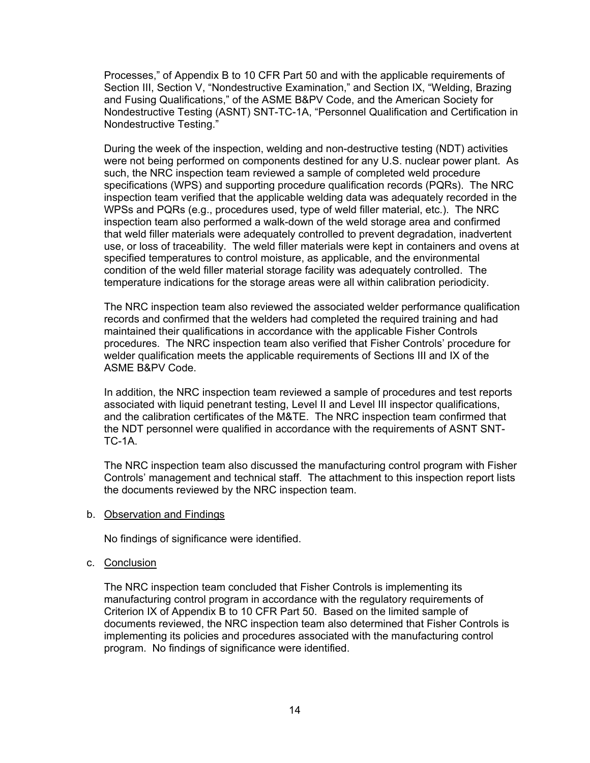Processes," of Appendix B to 10 CFR Part 50 and with the applicable requirements of Section III, Section V, "Nondestructive Examination," and Section IX, "Welding, Brazing and Fusing Qualifications," of the ASME B&PV Code, and the American Society for Nondestructive Testing (ASNT) SNT-TC-1A, "Personnel Qualification and Certification in Nondestructive Testing."

During the week of the inspection, welding and non-destructive testing (NDT) activities were not being performed on components destined for any U.S. nuclear power plant. As such, the NRC inspection team reviewed a sample of completed weld procedure specifications (WPS) and supporting procedure qualification records (PQRs). The NRC inspection team verified that the applicable welding data was adequately recorded in the WPSs and PQRs (e.g., procedures used, type of weld filler material, etc.). The NRC inspection team also performed a walk-down of the weld storage area and confirmed that weld filler materials were adequately controlled to prevent degradation, inadvertent use, or loss of traceability. The weld filler materials were kept in containers and ovens at specified temperatures to control moisture, as applicable, and the environmental condition of the weld filler material storage facility was adequately controlled. The temperature indications for the storage areas were all within calibration periodicity.

The NRC inspection team also reviewed the associated welder performance qualification records and confirmed that the welders had completed the required training and had maintained their qualifications in accordance with the applicable Fisher Controls procedures. The NRC inspection team also verified that Fisher Controls' procedure for welder qualification meets the applicable requirements of Sections III and IX of the ASME B&PV Code.

In addition, the NRC inspection team reviewed a sample of procedures and test reports associated with liquid penetrant testing, Level II and Level III inspector qualifications, and the calibration certificates of the M&TE. The NRC inspection team confirmed that the NDT personnel were qualified in accordance with the requirements of ASNT SNT-TC-1A.

The NRC inspection team also discussed the manufacturing control program with Fisher Controls' management and technical staff. The attachment to this inspection report lists the documents reviewed by the NRC inspection team.

b. Observation and Findings

No findings of significance were identified.

c. Conclusion

The NRC inspection team concluded that Fisher Controls is implementing its manufacturing control program in accordance with the regulatory requirements of Criterion IX of Appendix B to 10 CFR Part 50. Based on the limited sample of documents reviewed, the NRC inspection team also determined that Fisher Controls is implementing its policies and procedures associated with the manufacturing control program. No findings of significance were identified.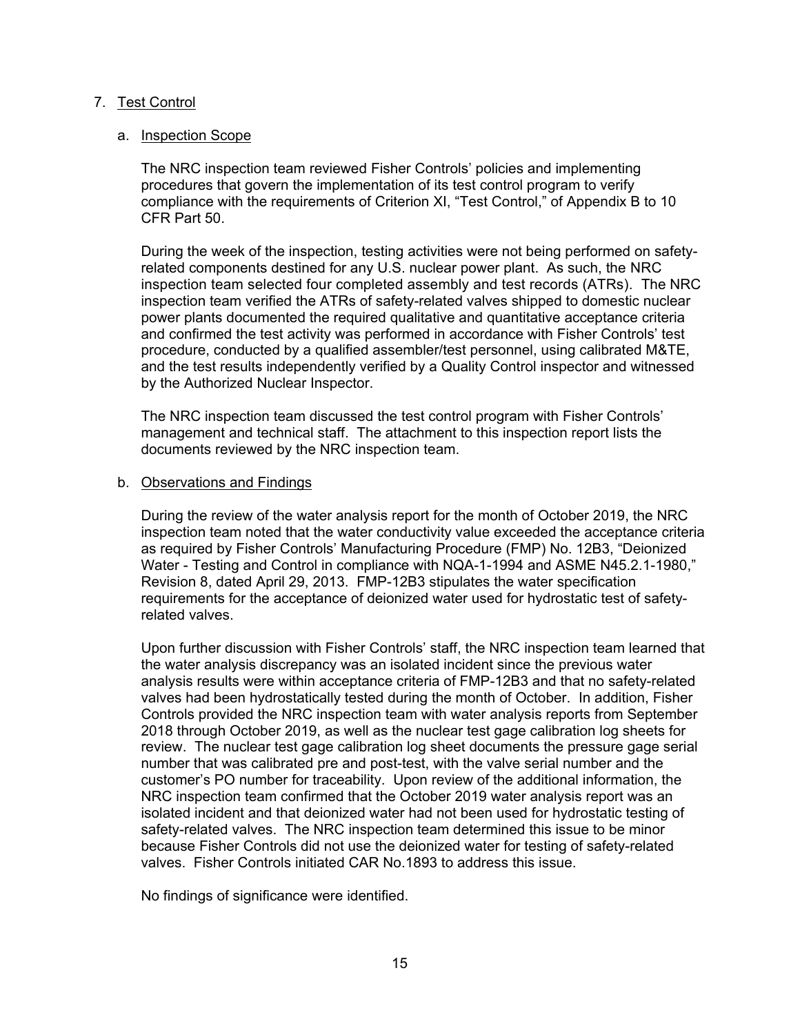7. Test Control

   a. Inspection Scope

      The NRC inspection team reviewed Fisher Controls' policies and implementing procedures that govern the implementation of its test control program to verify compliance with the requirements of Criterion XI, "Test Control," of Appendix B to 10 CFR Part 50.

      During the week of the inspection, testing activities were not being performed on safety-related components destined for any U.S. nuclear power plant. As such, the NRC inspection team selected four completed assembly and test records (ATRs). The NRC inspection team verified the ATRs of safety-related valves shipped to domestic nuclear power plants documented the required qualitative and quantitative acceptance criteria and confirmed the test activity was performed in accordance with Fisher Controls' test procedure, conducted by a qualified assembler/test personnel, using calibrated M&TE, and the test results independently verified by a Quality Control inspector and witnessed by the Authorized Nuclear Inspector.

      The NRC inspection team discussed the test control program with Fisher Controls' management and technical staff. The attachment to this inspection report lists the documents reviewed by the NRC inspection team.

   b. Observations and Findings

      During the review of the water analysis report for the month of October 2019, the NRC inspection team noted that the water conductivity value exceeded the acceptance criteria as required by Fisher Controls' Manufacturing Procedure (FMP) No. 12B3, "Deionized Water - Testing and Control in compliance with NQA-1-1994 and ASME N45.2.1-1980," Revision 8, dated April 29, 2013. FMP-12B3 stipulates the water specification requirements for the acceptance of deionized water used for hydrostatic test of safety-related valves.

      Upon further discussion with Fisher Controls' staff, the NRC inspection team learned that the water analysis discrepancy was an isolated incident since the previous water analysis results were within acceptance criteria of FMP-12B3 and that no safety-related valves had been hydrostatically tested during the month of October. In addition, Fisher Controls provided the NRC inspection team with water analysis reports from September 2018 through October 2019, as well as the nuclear test gage calibration log sheets for review. The nuclear test gage calibration log sheet documents the pressure gage serial number that was calibrated pre and post-test, with the valve serial number and the customer's PO number for traceability. Upon review of the additional information, the NRC inspection team confirmed that the October 2019 water analysis report was an isolated incident and that deionized water had not been used for hydrostatic testing of safety-related valves. The NRC inspection team determined this issue to be minor because Fisher Controls did not use the deionized water for testing of safety-related valves. Fisher Controls initiated CAR No.1893 to address this issue.

      No findings of significance were identified.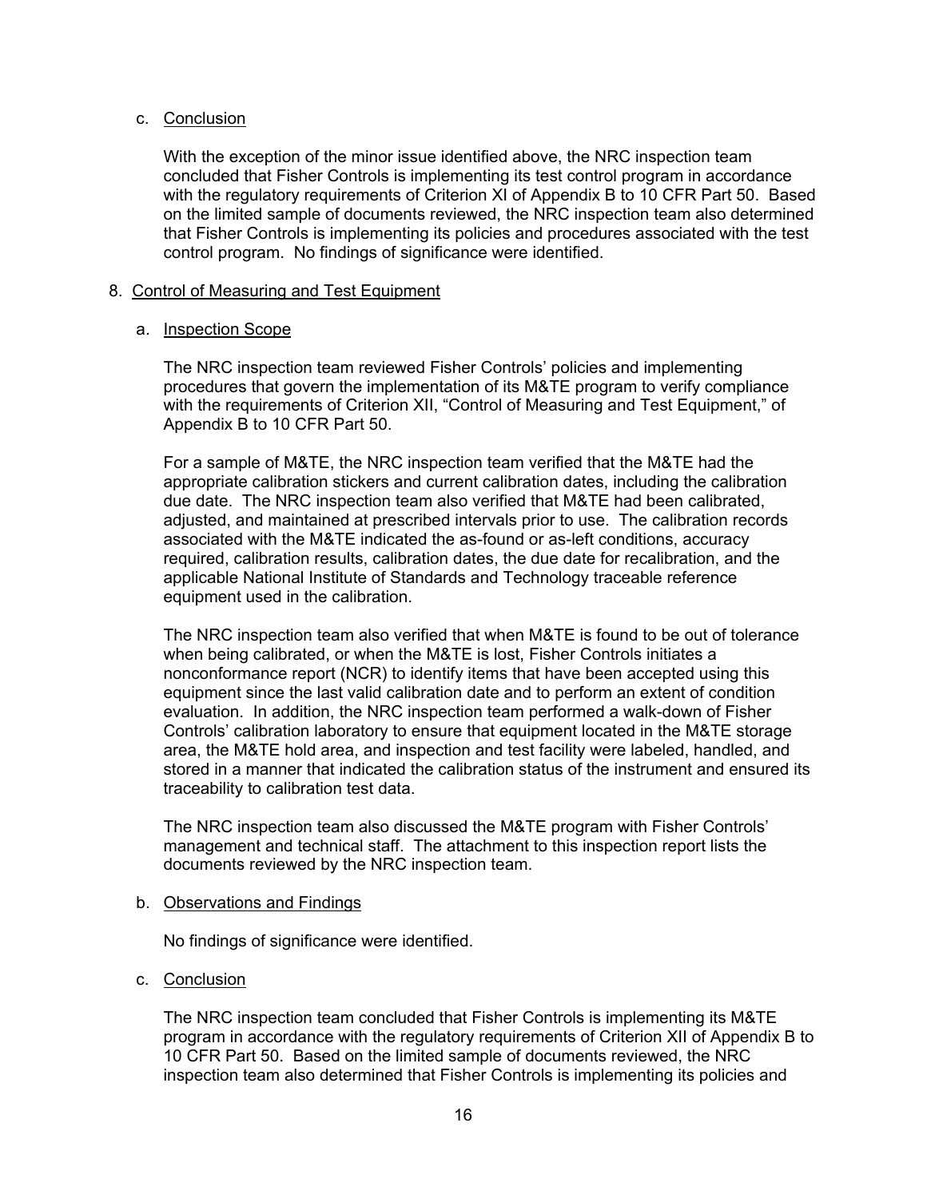c. Conclusion

With the exception of the minor issue identified above, the NRC inspection team concluded that Fisher Controls is implementing its test control program in accordance with the regulatory requirements of Criterion XI of Appendix B to 10 CFR Part 50. Based on the limited sample of documents reviewed, the NRC inspection team also determined that Fisher Controls is implementing its policies and procedures associated with the test control program. No findings of significance were identified.

8. Control of Measuring and Test Equipment

a. Inspection Scope

The NRC inspection team reviewed Fisher Controls' policies and implementing procedures that govern the implementation of its M&TE program to verify compliance with the requirements of Criterion XII, "Control of Measuring and Test Equipment," of Appendix B to 10 CFR Part 50.

For a sample of M&TE, the NRC inspection team verified that the M&TE had the appropriate calibration stickers and current calibration dates, including the calibration due date. The NRC inspection team also verified that M&TE had been calibrated, adjusted, and maintained at prescribed intervals prior to use. The calibration records associated with the M&TE indicated the as-found or as-left conditions, accuracy required, calibration results, calibration dates, the due date for recalibration, and the applicable National Institute of Standards and Technology traceable reference equipment used in the calibration.

The NRC inspection team also verified that when M&TE is found to be out of tolerance when being calibrated, or when the M&TE is lost, Fisher Controls initiates a nonconformance report (NCR) to identify items that have been accepted using this equipment since the last valid calibration date and to perform an extent of condition evaluation. In addition, the NRC inspection team performed a walk-down of Fisher Controls' calibration laboratory to ensure that equipment located in the M&TE storage area, the M&TE hold area, and inspection and test facility were labeled, handled, and stored in a manner that indicated the calibration status of the instrument and ensured its traceability to calibration test data.

The NRC inspection team also discussed the M&TE program with Fisher Controls' management and technical staff. The attachment to this inspection report lists the documents reviewed by the NRC inspection team.

b. Observations and Findings

No findings of significance were identified.

c. Conclusion

The NRC inspection team concluded that Fisher Controls is implementing its M&TE program in accordance with the regulatory requirements of Criterion XII of Appendix B to 10 CFR Part 50. Based on the limited sample of documents reviewed, the NRC inspection team also determined that Fisher Controls is implementing its policies and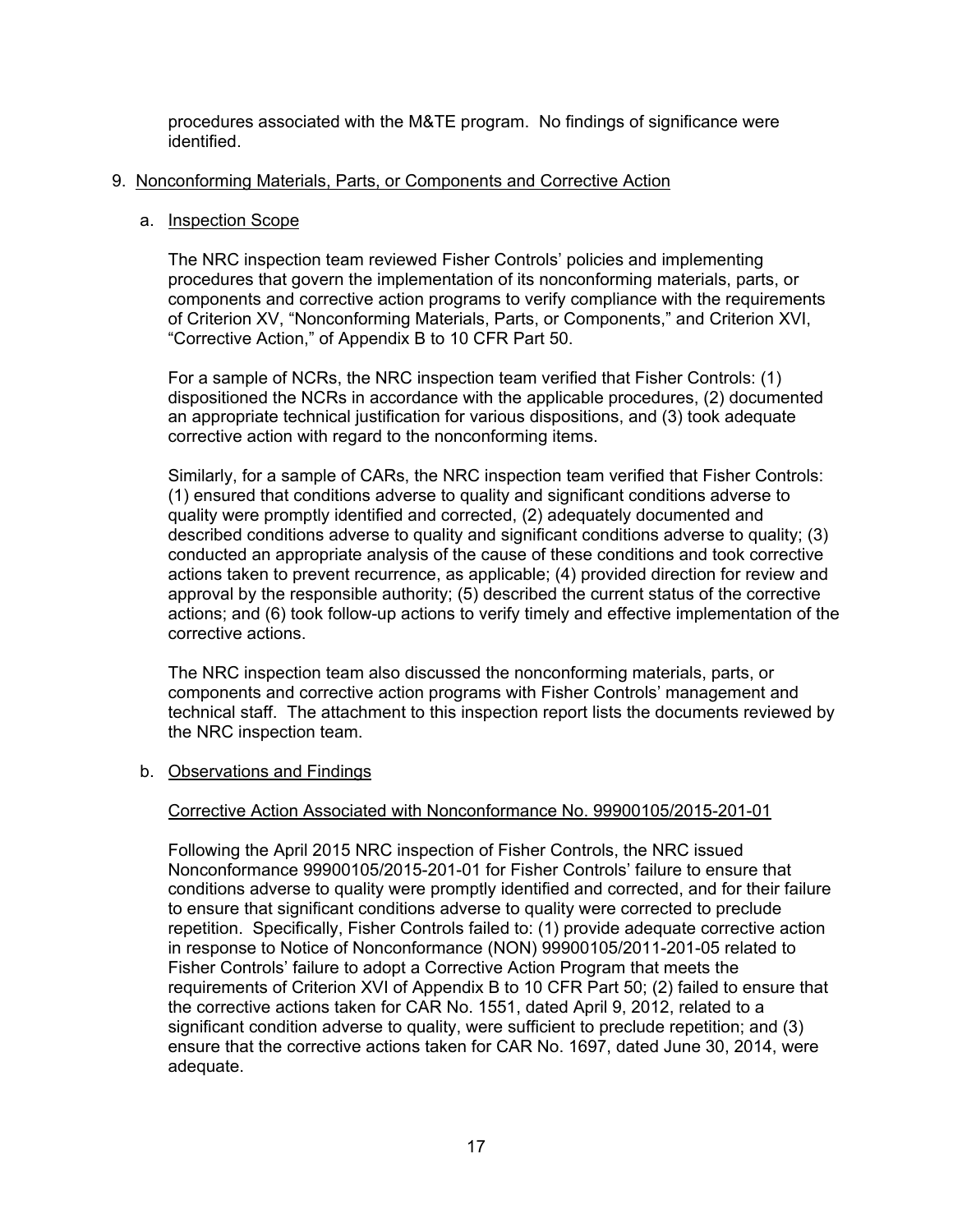procedures associated with the M&TE program. No findings of significance were identified.

9. Nonconforming Materials, Parts, or Components and Corrective Action

   a. Inspection Scope

      The NRC inspection team reviewed Fisher Controls' policies and implementing procedures that govern the implementation of its nonconforming materials, parts, or components and corrective action programs to verify compliance with the requirements of Criterion XV, "Nonconforming Materials, Parts, or Components," and Criterion XVI, "Corrective Action," of Appendix B to 10 CFR Part 50.

      For a sample of NCRs, the NRC inspection team verified that Fisher Controls: (1) dispositioned the NCRs in accordance with the applicable procedures, (2) documented an appropriate technical justification for various dispositions, and (3) took adequate corrective action with regard to the nonconforming items.

      Similarly, for a sample of CARs, the NRC inspection team verified that Fisher Controls: (1) ensured that conditions adverse to quality and significant conditions adverse to quality were promptly identified and corrected, (2) adequately documented and described conditions adverse to quality and significant conditions adverse to quality; (3) conducted an appropriate analysis of the cause of these conditions and took corrective actions taken to prevent recurrence, as applicable; (4) provided direction for review and approval by the responsible authority; (5) described the current status of the corrective actions; and (6) took follow-up actions to verify timely and effective implementation of the corrective actions.

      The NRC inspection team also discussed the nonconforming materials, parts, or components and corrective action programs with Fisher Controls' management and technical staff. The attachment to this inspection report lists the documents reviewed by the NRC inspection team.

   b. Observations and Findings

      Corrective Action Associated with Nonconformance No. 99900105/2015-201-01

      Following the April 2015 NRC inspection of Fisher Controls, the NRC issued Nonconformance 99900105/2015-201-01 for Fisher Controls' failure to ensure that conditions adverse to quality were promptly identified and corrected, and for their failure to ensure that significant conditions adverse to quality were corrected to preclude repetition. Specifically, Fisher Controls failed to: (1) provide adequate corrective action in response to Notice of Nonconformance (NON) 99900105/2011-201-05 related to Fisher Controls' failure to adopt a Corrective Action Program that meets the requirements of Criterion XVI of Appendix B to 10 CFR Part 50; (2) failed to ensure that the corrective actions taken for CAR No. 1551, dated April 9, 2012, related to a significant condition adverse to quality, were sufficient to preclude repetition; and (3) ensure that the corrective actions taken for CAR No. 1697, dated June 30, 2014, were adequate.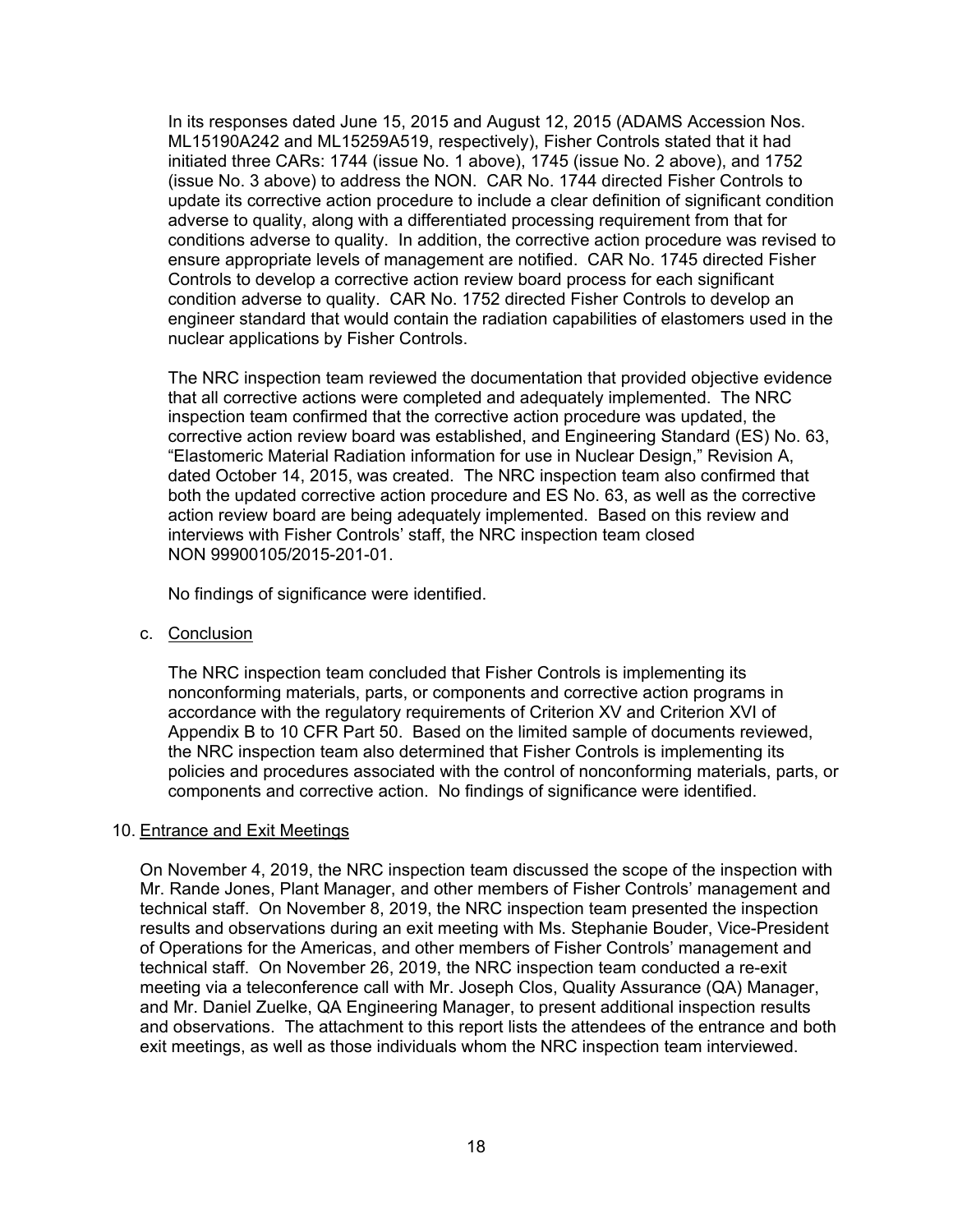In its responses dated June 15, 2015 and August 12, 2015 (ADAMS Accession Nos. ML15190A242 and ML15259A519, respectively), Fisher Controls stated that it had initiated three CARs: 1744 (issue No. 1 above), 1745 (issue No. 2 above), and 1752 (issue No. 3 above) to address the NON. CAR No. 1744 directed Fisher Controls to update its corrective action procedure to include a clear definition of significant condition adverse to quality, along with a differentiated processing requirement from that for conditions adverse to quality. In addition, the corrective action procedure was revised to ensure appropriate levels of management are notified. CAR No. 1745 directed Fisher Controls to develop a corrective action review board process for each significant condition adverse to quality. CAR No. 1752 directed Fisher Controls to develop an engineer standard that would contain the radiation capabilities of elastomers used in the nuclear applications by Fisher Controls.

The NRC inspection team reviewed the documentation that provided objective evidence that all corrective actions were completed and adequately implemented. The NRC inspection team confirmed that the corrective action procedure was updated, the corrective action review board was established, and Engineering Standard (ES) No. 63, "Elastomeric Material Radiation information for use in Nuclear Design," Revision A, dated October 14, 2015, was created. The NRC inspection team also confirmed that both the updated corrective action procedure and ES No. 63, as well as the corrective action review board are being adequately implemented. Based on this review and interviews with Fisher Controls' staff, the NRC inspection team closed NON 99900105/2015-201-01.

No findings of significance were identified.

c. Conclusion

The NRC inspection team concluded that Fisher Controls is implementing its nonconforming materials, parts, or components and corrective action programs in accordance with the regulatory requirements of Criterion XV and Criterion XVI of Appendix B to 10 CFR Part 50. Based on the limited sample of documents reviewed, the NRC inspection team also determined that Fisher Controls is implementing its policies and procedures associated with the control of nonconforming materials, parts, or components and corrective action. No findings of significance were identified.

## 10. Entrance and Exit Meetings

On November 4, 2019, the NRC inspection team discussed the scope of the inspection with Mr. Rande Jones, Plant Manager, and other members of Fisher Controls' management and technical staff. On November 8, 2019, the NRC inspection team presented the inspection results and observations during an exit meeting with Ms. Stephanie Bouder, Vice-President of Operations for the Americas, and other members of Fisher Controls' management and technical staff. On November 26, 2019, the NRC inspection team conducted a re-exit meeting via a teleconference call with Mr. Joseph Clos, Quality Assurance (QA) Manager, and Mr. Daniel Zuelke, QA Engineering Manager, to present additional inspection results and observations. The attachment to this report lists the attendees of the entrance and both exit meetings, as well as those individuals whom the NRC inspection team interviewed.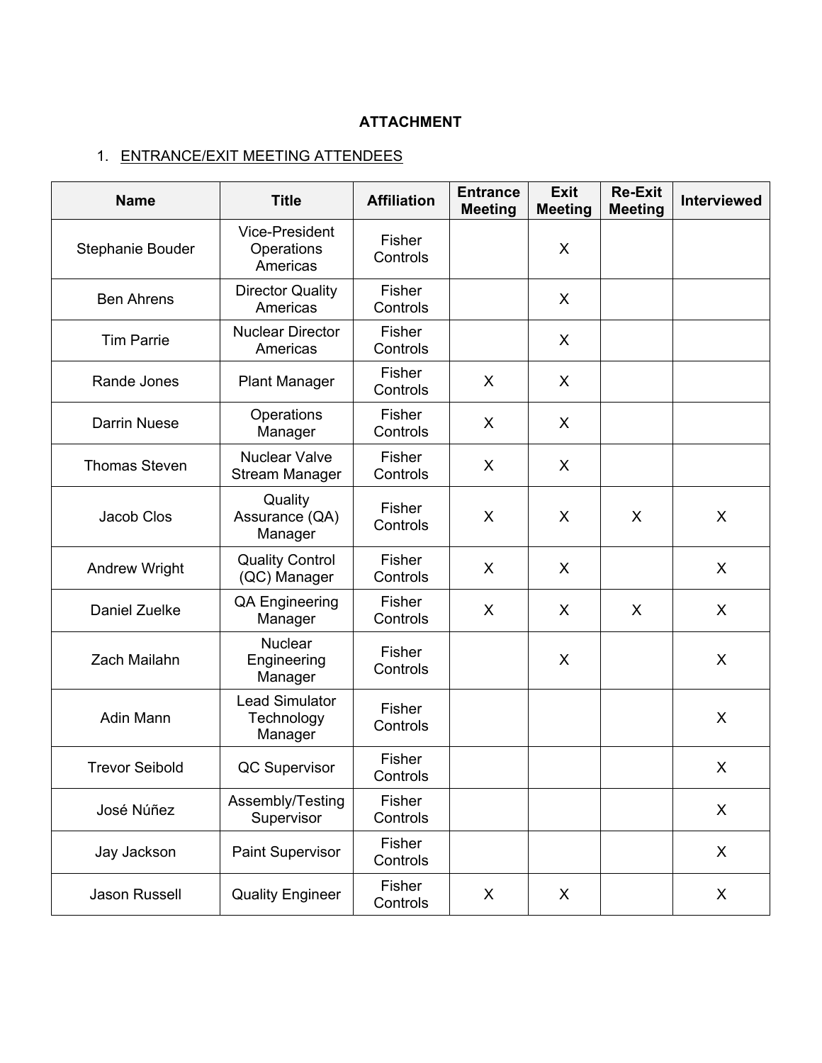**ATTACHMENT**

1. ENTRANCE/EXIT MEETING ATTENDEES

| Name | Title | Affiliation | Entrance Meeting | Exit Meeting | Re-Exit Meeting | Interviewed |
|---|---|---|---|---|---|---|
| Stephanie Bouder | Vice-President Operations Americas | Fisher Controls | | X | | |
| Ben Ahrens | Director Quality Americas | Fisher Controls | | X | | |
| Tim Parrie | Nuclear Director Americas | Fisher Controls | | X | | |
| Rande Jones | Plant Manager | Fisher Controls | X | X | | |
| Darrin Nuese | Operations Manager | Fisher Controls | X | X | | |
| Thomas Steven | Nuclear Valve Stream Manager | Fisher Controls | X | X | | |
| Jacob Clos | Quality Assurance (QA) Manager | Fisher Controls | X | X | X | X |
| Andrew Wright | Quality Control (QC) Manager | Fisher Controls | X | X | | X |
| Daniel Zuelke | QA Engineering Manager | Fisher Controls | X | X | X | X |
| Zach Mailahn | Nuclear Engineering Manager | Fisher Controls | | X | | X |
| Adin Mann | Lead Simulator Technology Manager | Fisher Controls | | | | X |
| Trevor Seibold | QC Supervisor | Fisher Controls | | | | X |
| José Núñez | Assembly/Testing Supervisor | Fisher Controls | | | | X |
| Jay Jackson | Paint Supervisor | Fisher Controls | | | | X |
| Jason Russell | Quality Engineer | Fisher Controls | X | X | | X |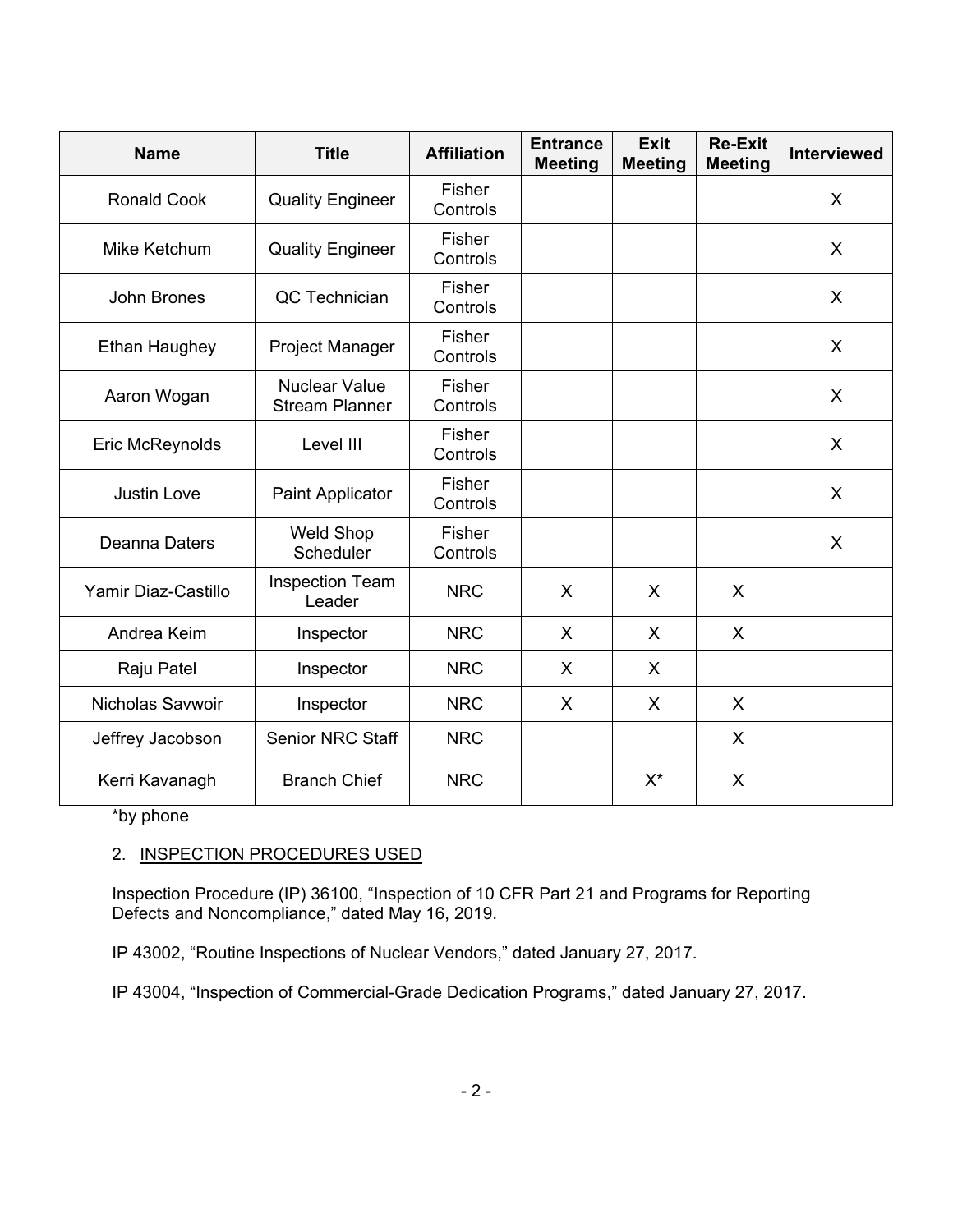| Name | Title | Affiliation | Entrance Meeting | Exit Meeting | Re-Exit Meeting | Interviewed |
|---|---|---|---|---|---|---|
| Ronald Cook | Quality Engineer | Fisher Controls | | | | X |
| Mike Ketchum | Quality Engineer | Fisher Controls | | | | X |
| John Brones | QC Technician | Fisher Controls | | | | X |
| Ethan Haughey | Project Manager | Fisher Controls | | | | X |
| Aaron Wogan | Nuclear Value Stream Planner | Fisher Controls | | | | X |
| Eric McReynolds | Level III | Fisher Controls | | | | X |
| Justin Love | Paint Applicator | Fisher Controls | | | | X |
| Deanna Daters | Weld Shop Scheduler | Fisher Controls | | | | X |
| Yamir Diaz-Castillo | Inspection Team Leader | NRC | X | X | X | |
| Andrea Keim | Inspector | NRC | X | X | X | |
| Raju Patel | Inspector | NRC | X | X | | |
| Nicholas Savwoir | Inspector | NRC | X | X | X | |
| Jeffrey Jacobson | Senior NRC Staff | NRC | | | X | |
| Kerri Kavanagh | Branch Chief | NRC | | X* | X | |

*by phone

2. INSPECTION PROCEDURES USED

Inspection Procedure (IP) 36100, "Inspection of 10 CFR Part 21 and Programs for Reporting Defects and Noncompliance," dated May 16, 2019.

IP 43002, "Routine Inspections of Nuclear Vendors," dated January 27, 2017.

IP 43004, "Inspection of Commercial-Grade Dedication Programs," dated January 27, 2017.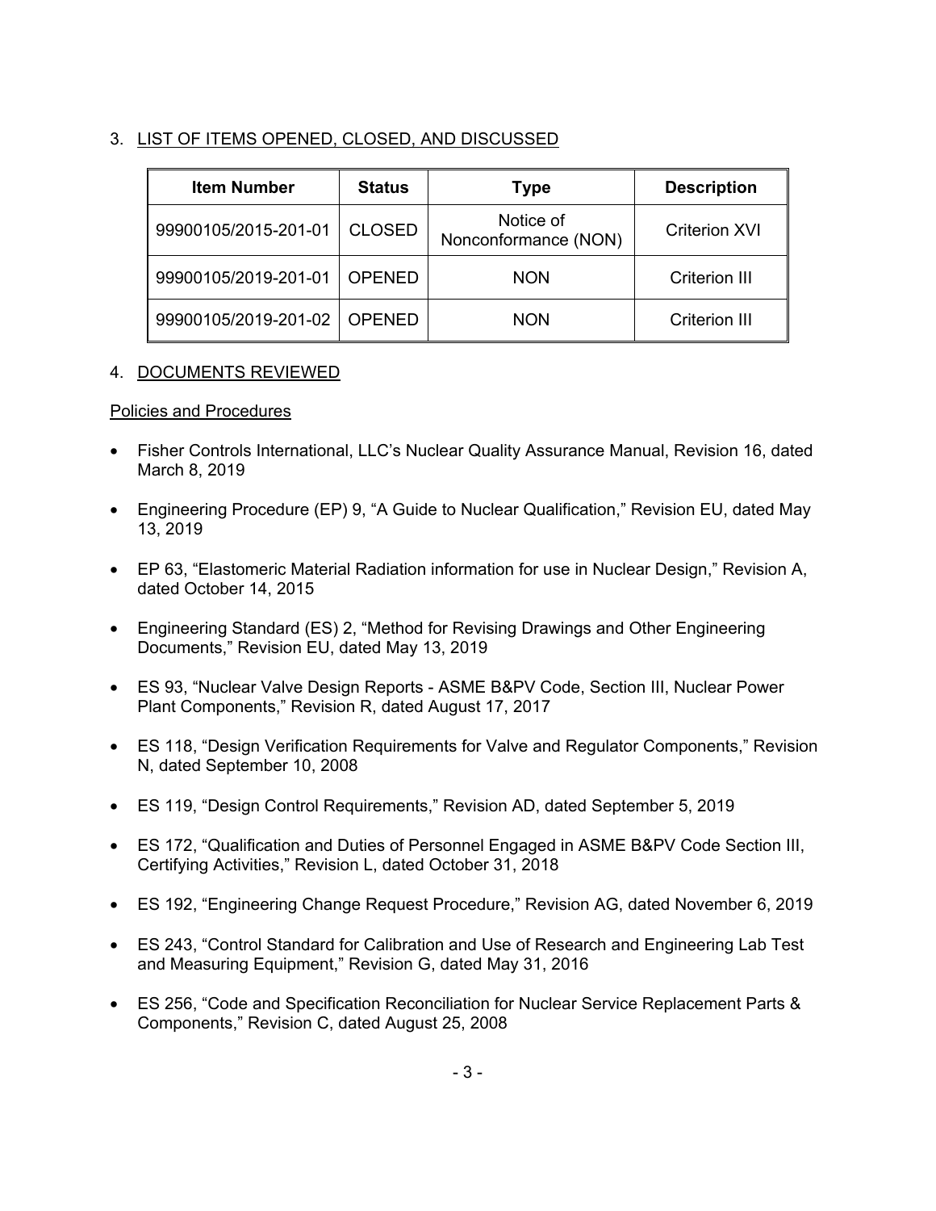3. LIST OF ITEMS OPENED, CLOSED, AND DISCUSSED

| Item Number | Status | Type | Description |
|---|---|---|---|
| 99900105/2015-201-01 | CLOSED | Notice of Nonconformance (NON) | Criterion XVI |
| 99900105/2019-201-01 | OPENED | NON | Criterion III |
| 99900105/2019-201-02 | OPENED | NON | Criterion III |

4. DOCUMENTS REVIEWED

Policies and Procedures

- Fisher Controls International, LLC's Nuclear Quality Assurance Manual, Revision 16, dated March 8, 2019
- Engineering Procedure (EP) 9, "A Guide to Nuclear Qualification," Revision EU, dated May 13, 2019
- EP 63, "Elastomeric Material Radiation information for use in Nuclear Design," Revision A, dated October 14, 2015
- Engineering Standard (ES) 2, "Method for Revising Drawings and Other Engineering Documents," Revision EU, dated May 13, 2019
- ES 93, "Nuclear Valve Design Reports - ASME B&PV Code, Section III, Nuclear Power Plant Components," Revision R, dated August 17, 2017
- ES 118, "Design Verification Requirements for Valve and Regulator Components," Revision N, dated September 10, 2008
- ES 119, "Design Control Requirements," Revision AD, dated September 5, 2019
- ES 172, "Qualification and Duties of Personnel Engaged in ASME B&PV Code Section III, Certifying Activities," Revision L, dated October 31, 2018
- ES 192, "Engineering Change Request Procedure," Revision AG, dated November 6, 2019
- ES 243, "Control Standard for Calibration and Use of Research and Engineering Lab Test and Measuring Equipment," Revision G, dated May 31, 2016
- ES 256, "Code and Specification Reconciliation for Nuclear Service Replacement Parts & Components," Revision C, dated August 25, 2008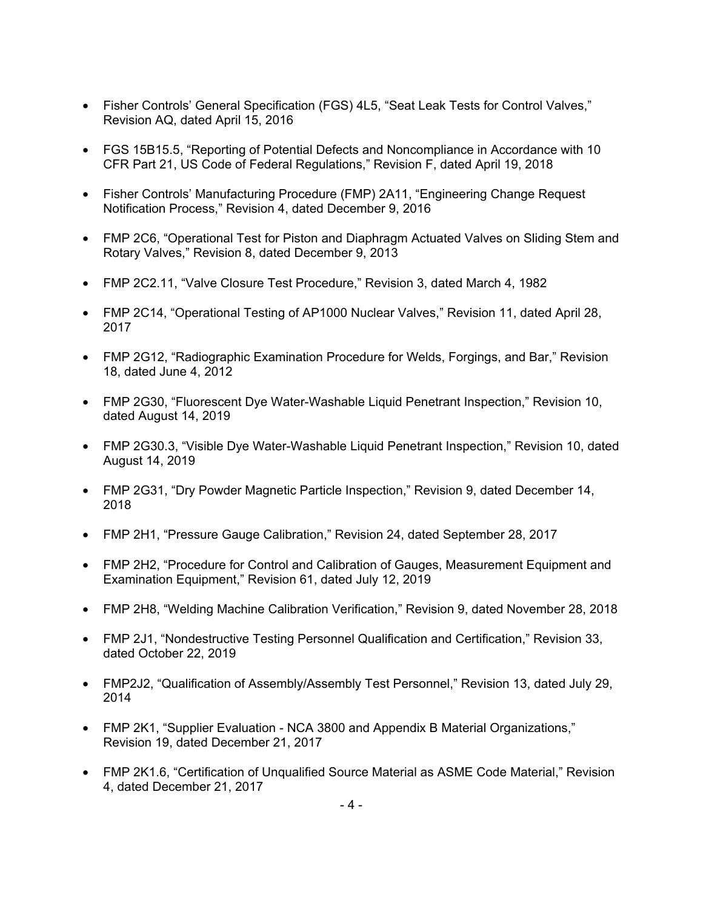- Fisher Controls' General Specification (FGS) 4L5, "Seat Leak Tests for Control Valves," Revision AQ, dated April 15, 2016

- FGS 15B15.5, "Reporting of Potential Defects and Noncompliance in Accordance with 10 CFR Part 21, US Code of Federal Regulations," Revision F, dated April 19, 2018

- Fisher Controls' Manufacturing Procedure (FMP) 2A11, "Engineering Change Request Notification Process," Revision 4, dated December 9, 2016

- FMP 2C6, "Operational Test for Piston and Diaphragm Actuated Valves on Sliding Stem and Rotary Valves," Revision 8, dated December 9, 2013

- FMP 2C2.11, "Valve Closure Test Procedure," Revision 3, dated March 4, 1982

- FMP 2C14, "Operational Testing of AP1000 Nuclear Valves," Revision 11, dated April 28, 2017

- FMP 2G12, "Radiographic Examination Procedure for Welds, Forgings, and Bar," Revision 18, dated June 4, 2012

- FMP 2G30, "Fluorescent Dye Water-Washable Liquid Penetrant Inspection," Revision 10, dated August 14, 2019

- FMP 2G30.3, "Visible Dye Water-Washable Liquid Penetrant Inspection," Revision 10, dated August 14, 2019

- FMP 2G31, "Dry Powder Magnetic Particle Inspection," Revision 9, dated December 14, 2018

- FMP 2H1, "Pressure Gauge Calibration," Revision 24, dated September 28, 2017

- FMP 2H2, "Procedure for Control and Calibration of Gauges, Measurement Equipment and Examination Equipment," Revision 61, dated July 12, 2019

- FMP 2H8, "Welding Machine Calibration Verification," Revision 9, dated November 28, 2018

- FMP 2J1, "Nondestructive Testing Personnel Qualification and Certification," Revision 33, dated October 22, 2019

- FMP2J2, "Qualification of Assembly/Assembly Test Personnel," Revision 13, dated July 29, 2014

- FMP 2K1, "Supplier Evaluation - NCA 3800 and Appendix B Material Organizations," Revision 19, dated December 21, 2017

- FMP 2K1.6, "Certification of Unqualified Source Material as ASME Code Material," Revision 4, dated December 21, 2017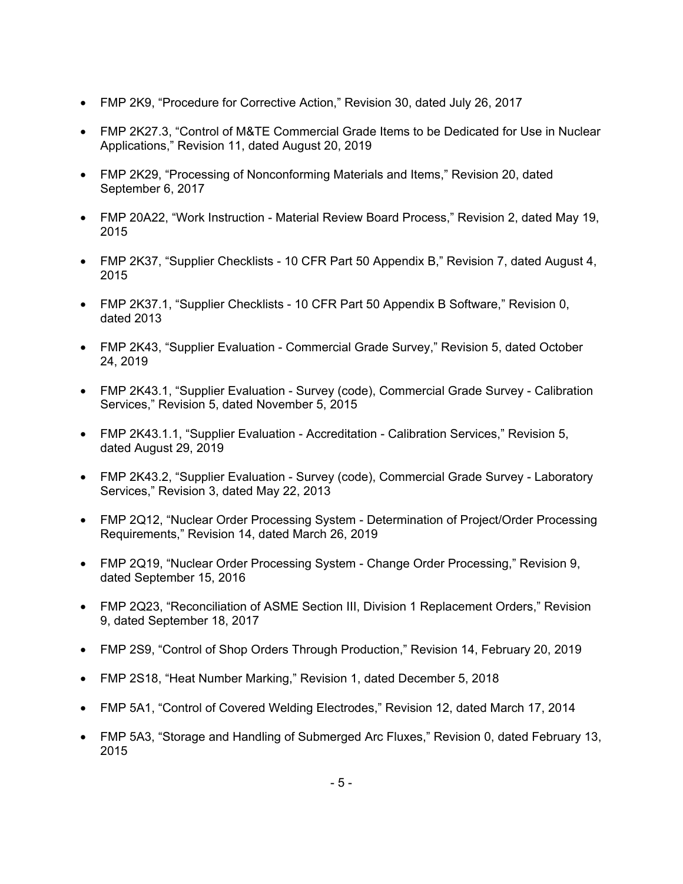- FMP 2K9, “Procedure for Corrective Action,” Revision 30, dated July 26, 2017
- FMP 2K27.3, “Control of M&TE Commercial Grade Items to be Dedicated for Use in Nuclear Applications,” Revision 11, dated August 20, 2019
- FMP 2K29, “Processing of Nonconforming Materials and Items,” Revision 20, dated September 6, 2017
- FMP 20A22, “Work Instruction - Material Review Board Process,” Revision 2, dated May 19, 2015
- FMP 2K37, “Supplier Checklists - 10 CFR Part 50 Appendix B,” Revision 7, dated August 4, 2015
- FMP 2K37.1, “Supplier Checklists - 10 CFR Part 50 Appendix B Software,” Revision 0, dated 2013
- FMP 2K43, “Supplier Evaluation - Commercial Grade Survey,” Revision 5, dated October 24, 2019
- FMP 2K43.1, “Supplier Evaluation - Survey (code), Commercial Grade Survey - Calibration Services,” Revision 5, dated November 5, 2015
- FMP 2K43.1.1, “Supplier Evaluation - Accreditation - Calibration Services,” Revision 5, dated August 29, 2019
- FMP 2K43.2, “Supplier Evaluation - Survey (code), Commercial Grade Survey - Laboratory Services,” Revision 3, dated May 22, 2013
- FMP 2Q12, “Nuclear Order Processing System - Determination of Project/Order Processing Requirements,” Revision 14, dated March 26, 2019
- FMP 2Q19, “Nuclear Order Processing System - Change Order Processing,” Revision 9, dated September 15, 2016
- FMP 2Q23, “Reconciliation of ASME Section III, Division 1 Replacement Orders,” Revision 9, dated September 18, 2017
- FMP 2S9, “Control of Shop Orders Through Production,” Revision 14, February 20, 2019
- FMP 2S18, “Heat Number Marking,” Revision 1, dated December 5, 2018
- FMP 5A1, “Control of Covered Welding Electrodes,” Revision 12, dated March 17, 2014
- FMP 5A3, “Storage and Handling of Submerged Arc Fluxes,” Revision 0, dated February 13, 2015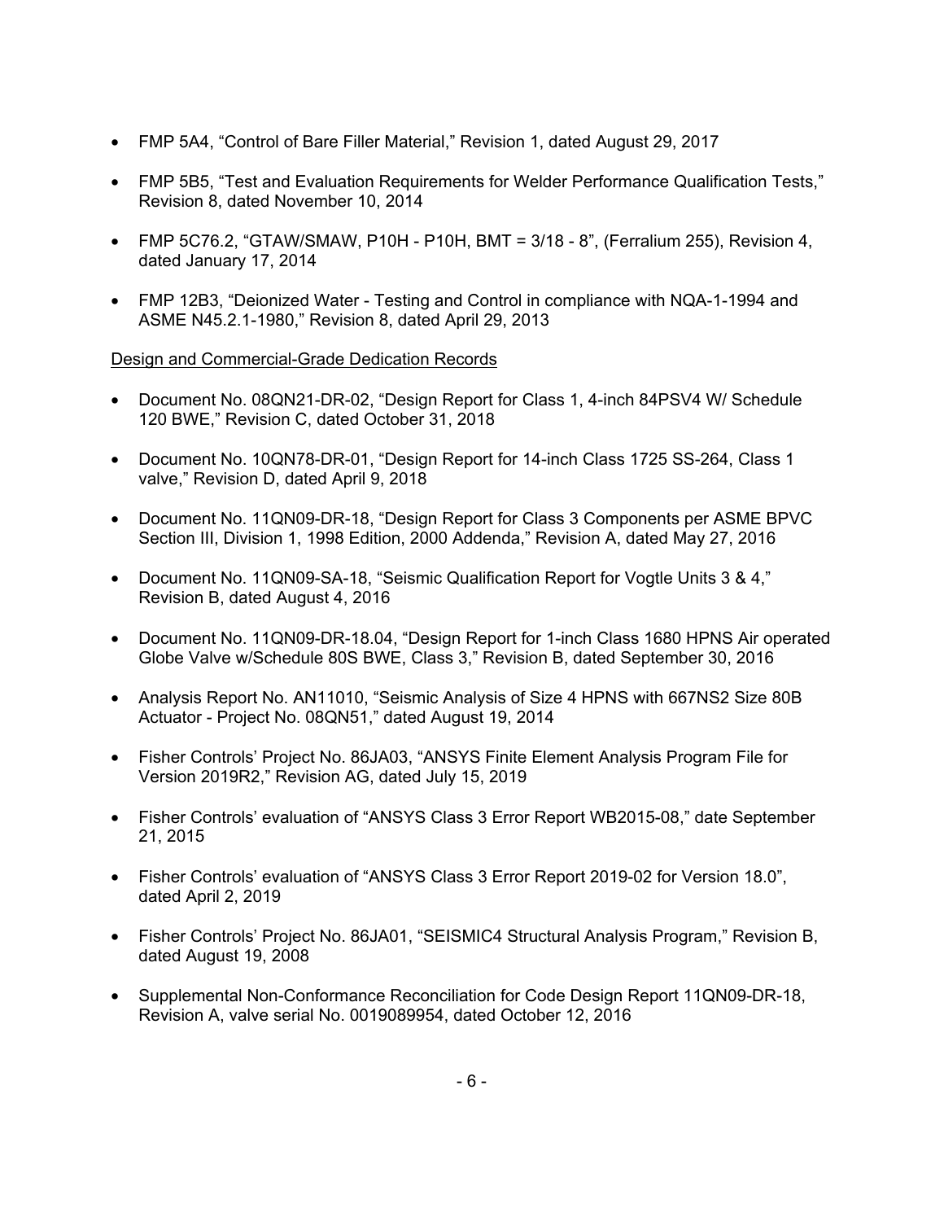- FMP 5A4, "Control of Bare Filler Material," Revision 1, dated August 29, 2017
- FMP 5B5, "Test and Evaluation Requirements for Welder Performance Qualification Tests," Revision 8, dated November 10, 2014
- FMP 5C76.2, "GTAW/SMAW, P10H - P10H, BMT = 3/18 - 8", (Ferralium 255), Revision 4, dated January 17, 2014
- FMP 12B3, "Deionized Water - Testing and Control in compliance with NQA-1-1994 and ASME N45.2.1-1980," Revision 8, dated April 29, 2013

Design and Commercial-Grade Dedication Records

- Document No. 08QN21-DR-02, "Design Report for Class 1, 4-inch 84PSV4 W/ Schedule 120 BWE," Revision C, dated October 31, 2018
- Document No. 10QN78-DR-01, "Design Report for 14-inch Class 1725 SS-264, Class 1 valve," Revision D, dated April 9, 2018
- Document No. 11QN09-DR-18, "Design Report for Class 3 Components per ASME BPVC Section III, Division 1, 1998 Edition, 2000 Addenda," Revision A, dated May 27, 2016
- Document No. 11QN09-SA-18, "Seismic Qualification Report for Vogtle Units 3 & 4," Revision B, dated August 4, 2016
- Document No. 11QN09-DR-18.04, "Design Report for 1-inch Class 1680 HPNS Air operated Globe Valve w/Schedule 80S BWE, Class 3," Revision B, dated September 30, 2016
- Analysis Report No. AN11010, "Seismic Analysis of Size 4 HPNS with 667NS2 Size 80B Actuator - Project No. 08QN51," dated August 19, 2014
- Fisher Controls' Project No. 86JA03, "ANSYS Finite Element Analysis Program File for Version 2019R2," Revision AG, dated July 15, 2019
- Fisher Controls' evaluation of "ANSYS Class 3 Error Report WB2015-08," date September 21, 2015
- Fisher Controls' evaluation of "ANSYS Class 3 Error Report 2019-02 for Version 18.0", dated April 2, 2019
- Fisher Controls' Project No. 86JA01, "SEISMIC4 Structural Analysis Program," Revision B, dated August 19, 2008
- Supplemental Non-Conformance Reconciliation for Code Design Report 11QN09-DR-18, Revision A, valve serial No. 0019089954, dated October 12, 2016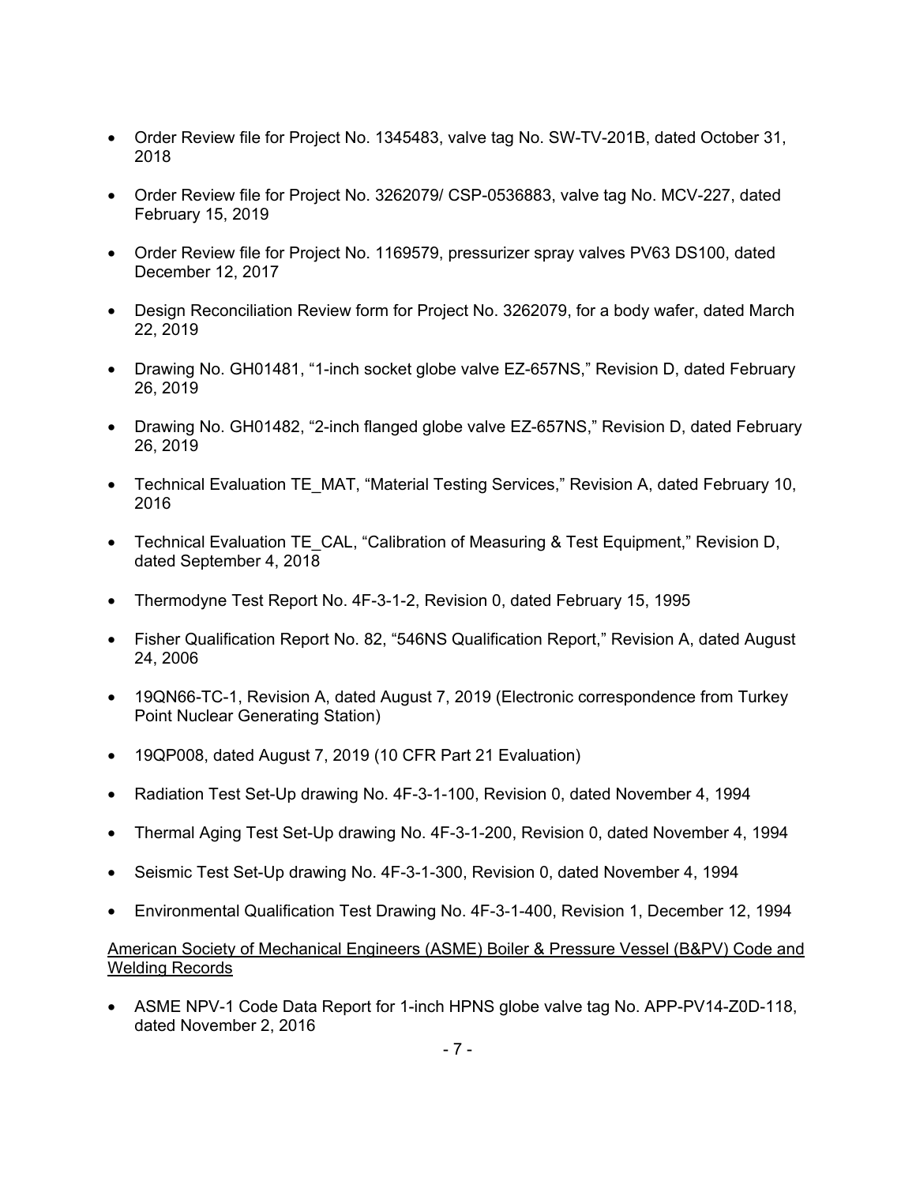- Order Review file for Project No. 1345483, valve tag No. SW-TV-201B, dated October 31, 2018
- Order Review file for Project No. 3262079/ CSP-0536883, valve tag No. MCV-227, dated February 15, 2019
- Order Review file for Project No. 1169579, pressurizer spray valves PV63 DS100, dated December 12, 2017
- Design Reconciliation Review form for Project No. 3262079, for a body wafer, dated March 22, 2019
- Drawing No. GH01481, "1-inch socket globe valve EZ-657NS," Revision D, dated February 26, 2019
- Drawing No. GH01482, "2-inch flanged globe valve EZ-657NS," Revision D, dated February 26, 2019
- Technical Evaluation TE_MAT, "Material Testing Services," Revision A, dated February 10, 2016
- Technical Evaluation TE_CAL, "Calibration of Measuring & Test Equipment," Revision D, dated September 4, 2018
- Thermodyne Test Report No. 4F-3-1-2, Revision 0, dated February 15, 1995
- Fisher Qualification Report No. 82, "546NS Qualification Report," Revision A, dated August 24, 2006
- 19QN66-TC-1, Revision A, dated August 7, 2019 (Electronic correspondence from Turkey Point Nuclear Generating Station)
- 19QP008, dated August 7, 2019 (10 CFR Part 21 Evaluation)
- Radiation Test Set-Up drawing No. 4F-3-1-100, Revision 0, dated November 4, 1994
- Thermal Aging Test Set-Up drawing No. 4F-3-1-200, Revision 0, dated November 4, 1994
- Seismic Test Set-Up drawing No. 4F-3-1-300, Revision 0, dated November 4, 1994
- Environmental Qualification Test Drawing No. 4F-3-1-400, Revision 1, December 12, 1994

American Society of Mechanical Engineers (ASME) Boiler & Pressure Vessel (B&PV) Code and Welding Records

- ASME NPV-1 Code Data Report for 1-inch HPNS globe valve tag No. APP-PV14-Z0D-118, dated November 2, 2016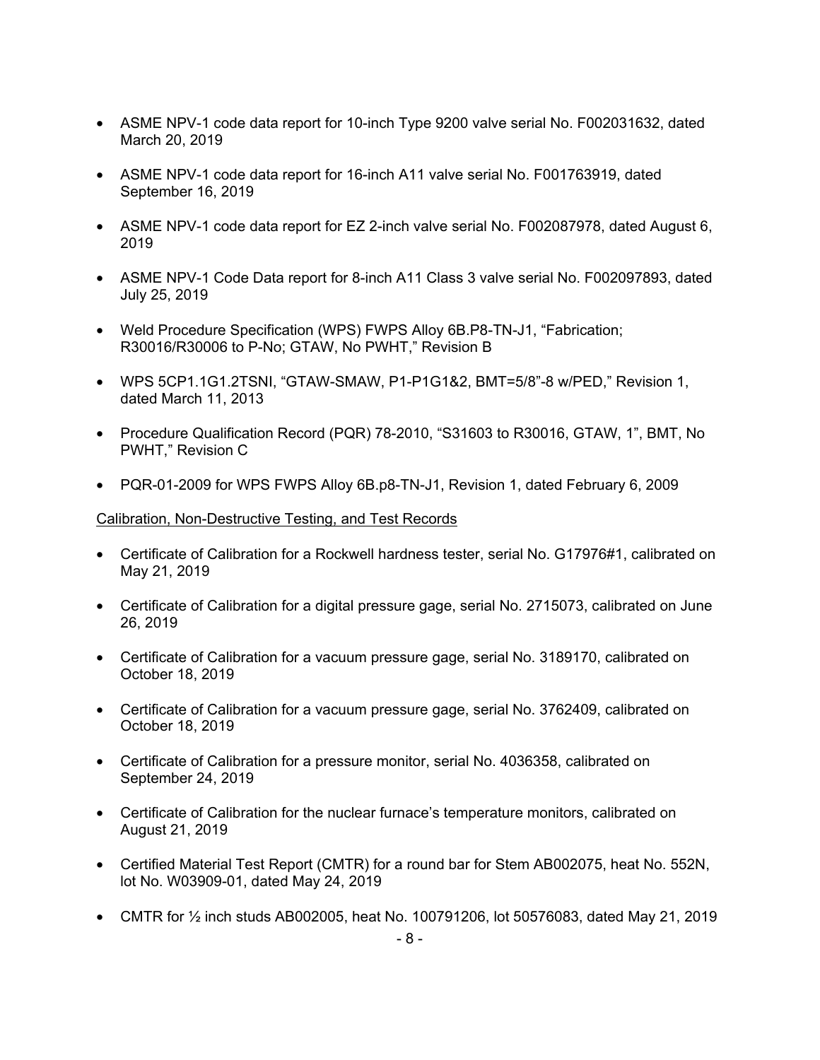- ASME NPV-1 code data report for 10-inch Type 9200 valve serial No. F002031632, dated March 20, 2019

- ASME NPV-1 code data report for 16-inch A11 valve serial No. F001763919, dated September 16, 2019

- ASME NPV-1 code data report for EZ 2-inch valve serial No. F002087978, dated August 6, 2019

- ASME NPV-1 Code Data report for 8-inch A11 Class 3 valve serial No. F002097893, dated July 25, 2019

- Weld Procedure Specification (WPS) FWPS Alloy 6B.P8-TN-J1, "Fabrication; R30016/R30006 to P-No; GTAW, No PWHT," Revision B

- WPS 5CP1.1G1.2TSNI, "GTAW-SMAW, P1-P1G1&2, BMT=5/8"-8 w/PED," Revision 1, dated March 11, 2013

- Procedure Qualification Record (PQR) 78-2010, "S31603 to R30016, GTAW, 1", BMT, No PWHT," Revision C

- PQR-01-2009 for WPS FWPS Alloy 6B.p8-TN-J1, Revision 1, dated February 6, 2009

<u>Calibration, Non-Destructive Testing, and Test Records</u>

- Certificate of Calibration for a Rockwell hardness tester, serial No. G17976#1, calibrated on May 21, 2019

- Certificate of Calibration for a digital pressure gage, serial No. 2715073, calibrated on June 26, 2019

- Certificate of Calibration for a vacuum pressure gage, serial No. 3189170, calibrated on October 18, 2019

- Certificate of Calibration for a vacuum pressure gage, serial No. 3762409, calibrated on October 18, 2019

- Certificate of Calibration for a pressure monitor, serial No. 4036358, calibrated on September 24, 2019

- Certificate of Calibration for the nuclear furnace's temperature monitors, calibrated on August 21, 2019

- Certified Material Test Report (CMTR) for a round bar for Stem AB002075, heat No. 552N, lot No. W03909-01, dated May 24, 2019

- CMTR for ½ inch studs AB002005, heat No. 100791206, lot 50576083, dated May 21, 2019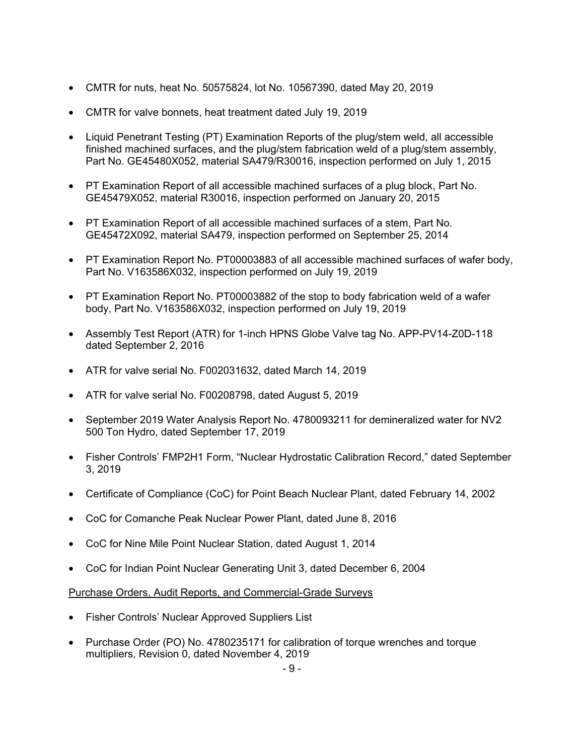- CMTR for nuts, heat No. 50575824, lot No. 10567390, dated May 20, 2019
- CMTR for valve bonnets, heat treatment dated July 19, 2019
- Liquid Penetrant Testing (PT) Examination Reports of the plug/stem weld, all accessible finished machined surfaces, and the plug/stem fabrication weld of a plug/stem assembly, Part No. GE45480X052, material SA479/R30016, inspection performed on July 1, 2015
- PT Examination Report of all accessible machined surfaces of a plug block, Part No. GE45479X052, material R30016, inspection performed on January 20, 2015
- PT Examination Report of all accessible machined surfaces of a stem, Part No. GE45472X092, material SA479, inspection performed on September 25, 2014
- PT Examination Report No. PT00003883 of all accessible machined surfaces of wafer body, Part No. V163586X032, inspection performed on July 19, 2019
- PT Examination Report No. PT00003882 of the stop to body fabrication weld of a wafer body, Part No. V163586X032, inspection performed on July 19, 2019
- Assembly Test Report (ATR) for 1-inch HPNS Globe Valve tag No. APP-PV14-Z0D-118 dated September 2, 2016
- ATR for valve serial No. F002031632, dated March 14, 2019
- ATR for valve serial No. F00208798, dated August 5, 2019
- September 2019 Water Analysis Report No. 4780093211 for demineralized water for NV2 500 Ton Hydro, dated September 17, 2019
- Fisher Controls' FMP2H1 Form, "Nuclear Hydrostatic Calibration Record," dated September 3, 2019
- Certificate of Compliance (CoC) for Point Beach Nuclear Plant, dated February 14, 2002
- CoC for Comanche Peak Nuclear Power Plant, dated June 8, 2016
- CoC for Nine Mile Point Nuclear Station, dated August 1, 2014
- CoC for Indian Point Nuclear Generating Unit 3, dated December 6, 2004

<u>Purchase Orders, Audit Reports, and Commercial-Grade Surveys</u>

- Fisher Controls' Nuclear Approved Suppliers List
- Purchase Order (PO) No. 4780235171 for calibration of torque wrenches and torque multipliers, Revision 0, dated November 4, 2019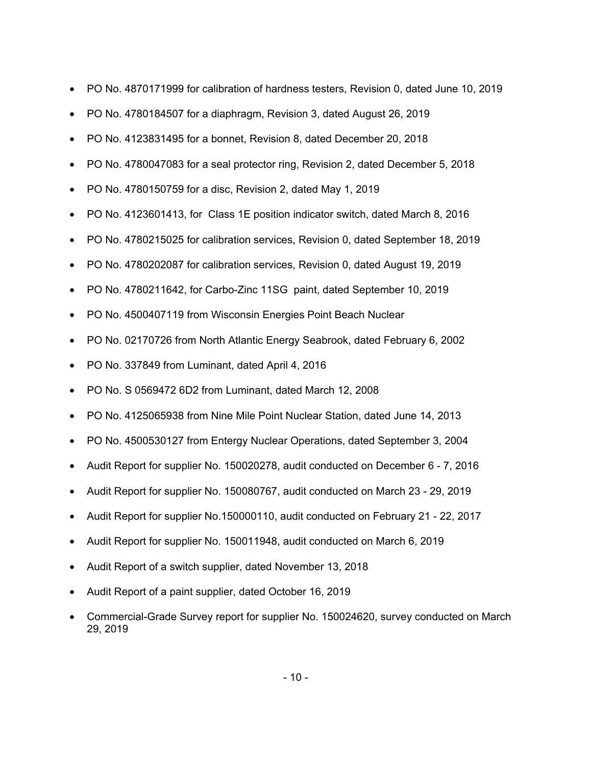- PO No. 4870171999 for calibration of hardness testers, Revision 0, dated June 10, 2019
- PO No. 4780184507 for a diaphragm, Revision 3, dated August 26, 2019
- PO No. 4123831495 for a bonnet, Revision 8, dated December 20, 2018
- PO No. 4780047083 for a seal protector ring, Revision 2, dated December 5, 2018
- PO No. 4780150759 for a disc, Revision 2, dated May 1, 2019
- PO No. 4123601413, for Class 1E position indicator switch, dated March 8, 2016
- PO No. 4780215025 for calibration services, Revision 0, dated September 18, 2019
- PO No. 4780202087 for calibration services, Revision 0, dated August 19, 2019
- PO No. 4780211642, for Carbo-Zinc 11SG paint, dated September 10, 2019
- PO No. 4500407119 from Wisconsin Energies Point Beach Nuclear
- PO No. 02170726 from North Atlantic Energy Seabrook, dated February 6, 2002
- PO No. 337849 from Luminant, dated April 4, 2016
- PO No. S 0569472 6D2 from Luminant, dated March 12, 2008
- PO No. 4125065938 from Nine Mile Point Nuclear Station, dated June 14, 2013
- PO No. 4500530127 from Entergy Nuclear Operations, dated September 3, 2004
- Audit Report for supplier No. 150020278, audit conducted on December 6 - 7, 2016
- Audit Report for supplier No. 150080767, audit conducted on March 23 - 29, 2019
- Audit Report for supplier No.150000110, audit conducted on February 21 - 22, 2017
- Audit Report for supplier No. 150011948, audit conducted on March 6, 2019
- Audit Report of a switch supplier, dated November 13, 2018
- Audit Report of a paint supplier, dated October 16, 2019
- Commercial-Grade Survey report for supplier No. 150024620, survey conducted on March 29, 2019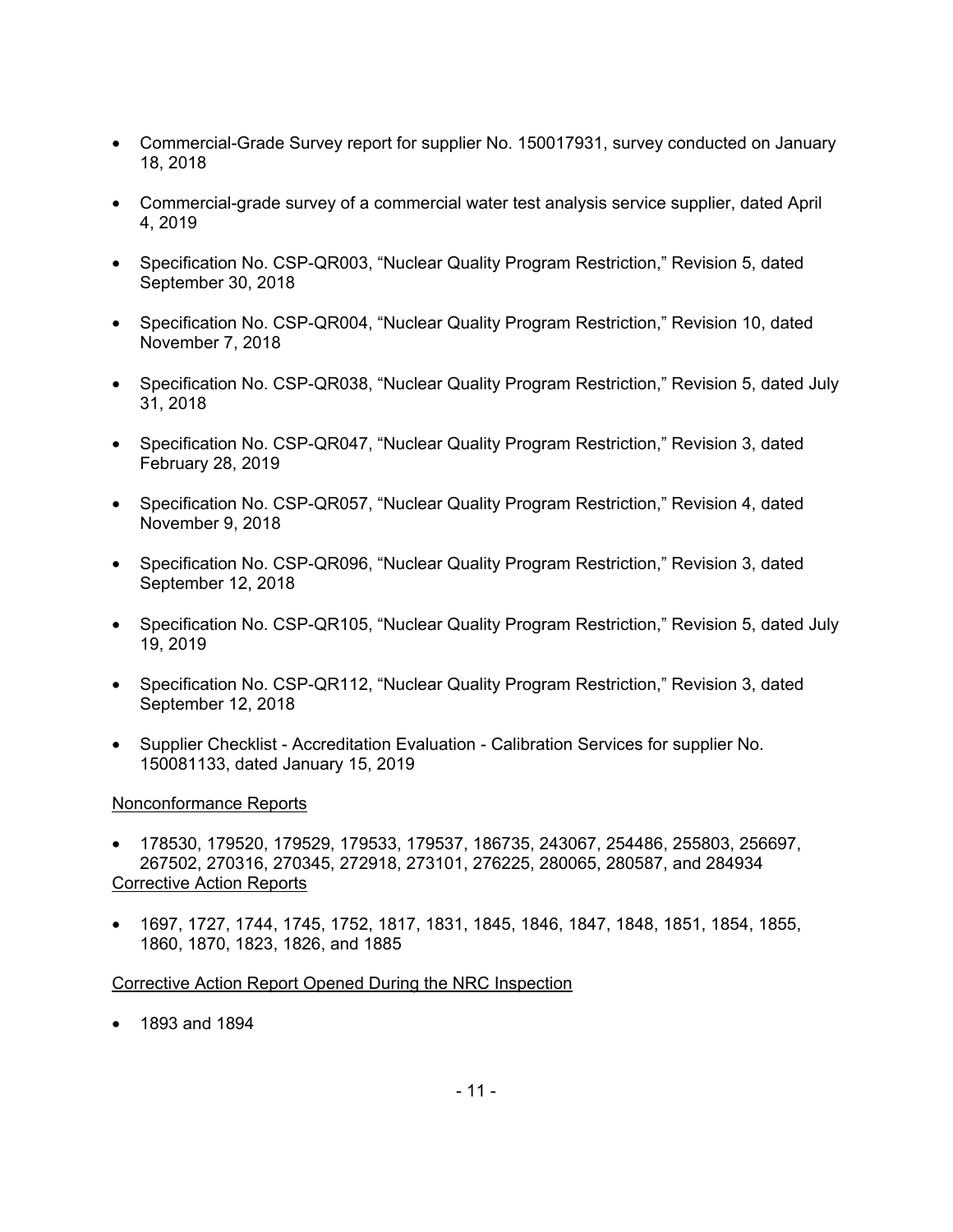- Commercial-Grade Survey report for supplier No. 150017931, survey conducted on January 18, 2018
- Commercial-grade survey of a commercial water test analysis service supplier, dated April 4, 2019
- Specification No. CSP-QR003, "Nuclear Quality Program Restriction," Revision 5, dated September 30, 2018
- Specification No. CSP-QR004, "Nuclear Quality Program Restriction," Revision 10, dated November 7, 2018
- Specification No. CSP-QR038, "Nuclear Quality Program Restriction," Revision 5, dated July 31, 2018
- Specification No. CSP-QR047, "Nuclear Quality Program Restriction," Revision 3, dated February 28, 2019
- Specification No. CSP-QR057, "Nuclear Quality Program Restriction," Revision 4, dated November 9, 2018
- Specification No. CSP-QR096, "Nuclear Quality Program Restriction," Revision 3, dated September 12, 2018
- Specification No. CSP-QR105, "Nuclear Quality Program Restriction," Revision 5, dated July 19, 2019
- Specification No. CSP-QR112, "Nuclear Quality Program Restriction," Revision 3, dated September 12, 2018
- Supplier Checklist - Accreditation Evaluation - Calibration Services for supplier No. 150081133, dated January 15, 2019

<u>Nonconformance Reports</u>

- 178530, 179520, 179529, 179533, 179537, 186735, 243067, 254486, 255803, 256697, 267502, 270316, 270345, 272918, 273101, 276225, 280065, 280587, and 284934

<u>Corrective Action Reports</u>

- 1697, 1727, 1744, 1745, 1752, 1817, 1831, 1845, 1846, 1847, 1848, 1851, 1854, 1855, 1860, 1870, 1823, 1826, and 1885

<u>Corrective Action Report Opened During the NRC Inspection</u>

- 1893 and 1894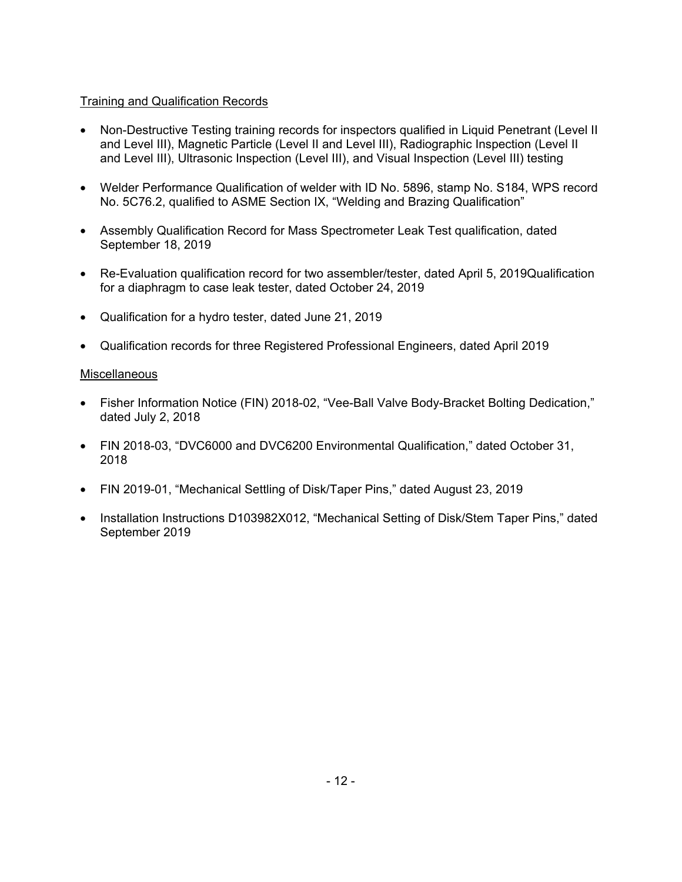Training and Qualification Records

- Non-Destructive Testing training records for inspectors qualified in Liquid Penetrant (Level II and Level III), Magnetic Particle (Level II and Level III), Radiographic Inspection (Level II and Level III), Ultrasonic Inspection (Level III), and Visual Inspection (Level III) testing
- Welder Performance Qualification of welder with ID No. 5896, stamp No. S184, WPS record No. 5C76.2, qualified to ASME Section IX, "Welding and Brazing Qualification"
- Assembly Qualification Record for Mass Spectrometer Leak Test qualification, dated September 18, 2019
- Re-Evaluation qualification record for two assembler/tester, dated April 5, 2019Qualification for a diaphragm to case leak tester, dated October 24, 2019
- Qualification for a hydro tester, dated June 21, 2019
- Qualification records for three Registered Professional Engineers, dated April 2019

Miscellaneous

- Fisher Information Notice (FIN) 2018-02, "Vee-Ball Valve Body-Bracket Bolting Dedication," dated July 2, 2018
- FIN 2018-03, "DVC6000 and DVC6200 Environmental Qualification," dated October 31, 2018
- FIN 2019-01, "Mechanical Settling of Disk/Taper Pins," dated August 23, 2019
- Installation Instructions D103982X012, "Mechanical Setting of Disk/Stem Taper Pins," dated September 2019